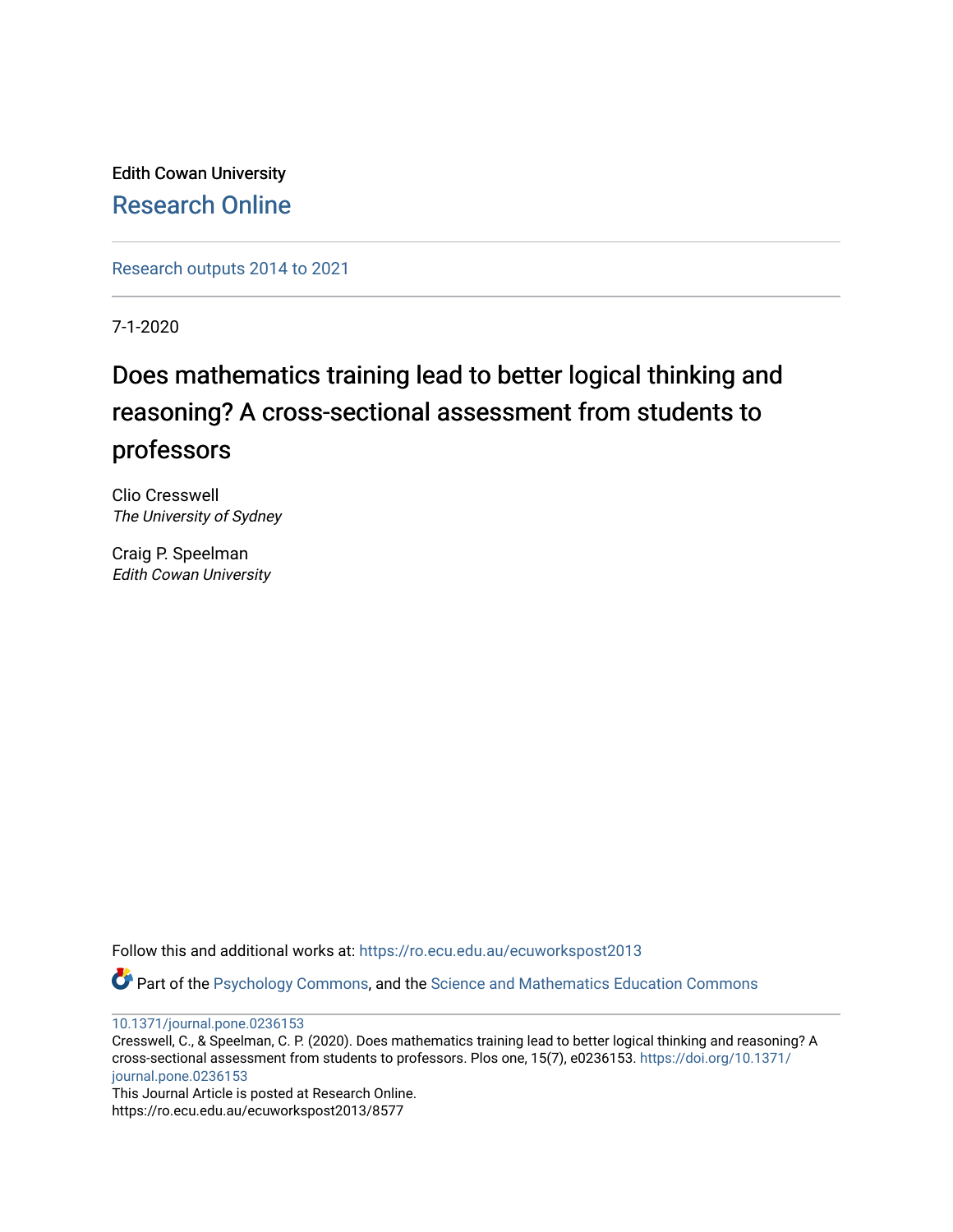Edith Cowan University

Research Online

Research outputs 2014 to 2021

7-1-2020

# Does mathematics training lead to better logical thinking and reasoning? A cross-sectional assessment from students to professors

Clio Cresswell
*The University of Sydney*

Craig P. Speelman
*Edith Cowan University*

Follow this and additional works at: https://ro.ecu.edu.au/ecuworkspost2013

Part of the Psychology Commons, and the Science and Mathematics Education Commons

10.1371/journal.pone.0236153

Cresswell, C., & Speelman, C. P. (2020). Does mathematics training lead to better logical thinking and reasoning? A cross-sectional assessment from students to professors. Plos one, 15(7), e0236153. https://doi.org/10.1371/journal.pone.0236153

This Journal Article is posted at Research Online.
https://ro.ecu.edu.au/ecuworkspost2013/8577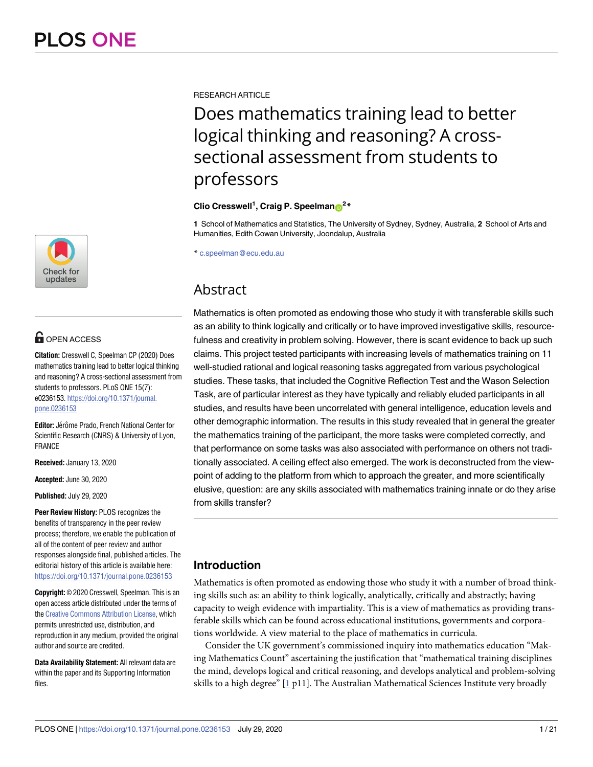# PLOS ONE

RESEARCH ARTICLE

# Does mathematics training lead to better logical thinking and reasoning? A cross-sectional assessment from students to professors

**Clio Cresswell[1], Craig P. Speelman[2]***

**1** School of Mathematics and Statistics, The University of Sydney, Sydney, Australia, **2** School of Arts and Humanities, Edith Cowan University, Joondalup, Australia

* c.speelman@ecu.edu.au

OPEN ACCESS

**Citation:** Cresswell C, Speelman CP (2020) Does mathematics training lead to better logical thinking and reasoning? A cross-sectional assessment from students to professors. PLoS ONE 15(7): e0236153. https://doi.org/10.1371/journal.pone.0236153

**Editor:** Jérôme Prado, French National Center for Scientific Research (CNRS) & University of Lyon, FRANCE

**Received:** January 13, 2020

**Accepted:** June 30, 2020

**Published:** July 29, 2020

**Peer Review History:** PLOS recognizes the benefits of transparency in the peer review process; therefore, we enable the publication of all of the content of peer review and author responses alongside final, published articles. The editorial history of this article is available here: https://doi.org/10.1371/journal.pone.0236153

**Copyright:** © 2020 Cresswell, Speelman. This is an open access article distributed under the terms of the Creative Commons Attribution License, which permits unrestricted use, distribution, and reproduction in any medium, provided the original author and source are credited.

**Data Availability Statement:** All relevant data are within the paper and its Supporting Information files.

## Abstract

Mathematics is often promoted as endowing those who study it with transferable skills such as an ability to think logically and critically or to have improved investigative skills, resourcefulness and creativity in problem solving. However, there is scant evidence to back up such claims. This project tested participants with increasing levels of mathematics training on 11 well-studied rational and logical reasoning tasks aggregated from various psychological studies. These tasks, that included the Cognitive Reflection Test and the Wason Selection Task, are of particular interest as they have typically and reliably eluded participants in all studies, and results have been uncorrelated with general intelligence, education levels and other demographic information. The results in this study revealed that in general the greater the mathematics training of the participant, the more tasks were completed correctly, and that performance on some tasks was also associated with performance on others not traditionally associated. A ceiling effect also emerged. The work is deconstructed from the viewpoint of adding to the platform from which to approach the greater, and more scientifically elusive, question: are any skills associated with mathematics training innate or do they arise from skills transfer?

## Introduction

Mathematics is often promoted as endowing those who study it with a number of broad thinking skills such as: an ability to think logically, analytically, critically and abstractly; having capacity to weigh evidence with impartiality. This is a view of mathematics as providing transferable skills which can be found across educational institutions, governments and corporations worldwide. A view material to the place of mathematics in curricula.

Consider the UK government's commissioned inquiry into mathematics education "Making Mathematics Count" ascertaining the justification that "mathematical training disciplines the mind, develops logical and critical reasoning, and develops analytical and problem-solving skills to a high degree" [1 p11]. The Australian Mathematical Sciences Institute very broadly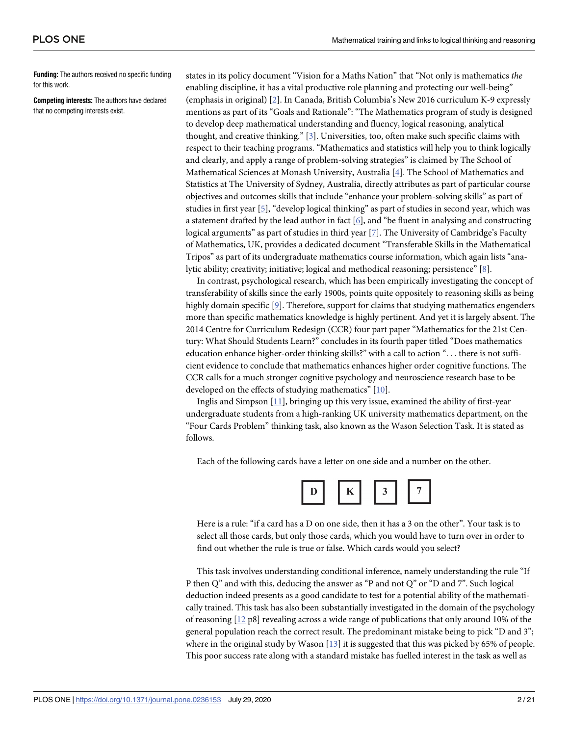**Funding:** The authors received no specific funding for this work.

**Competing interests:** The authors have declared that no competing interests exist.

states in its policy document "Vision for a Maths Nation" that "Not only is mathematics *the* enabling discipline, it has a vital productive role planning and protecting our well-being" (emphasis in original) [2]. In Canada, British Columbia's New 2016 curriculum K-9 expressly mentions as part of its "Goals and Rationale": "The Mathematics program of study is designed to develop deep mathematical understanding and fluency, logical reasoning, analytical thought, and creative thinking." [3]. Universities, too, often make such specific claims with respect to their teaching programs. "Mathematics and statistics will help you to think logically and clearly, and apply a range of problem-solving strategies" is claimed by The School of Mathematical Sciences at Monash University, Australia [4]. The School of Mathematics and Statistics at The University of Sydney, Australia, directly attributes as part of particular course objectives and outcomes skills that include "enhance your problem-solving skills" as part of studies in first year [5], "develop logical thinking" as part of studies in second year, which was a statement drafted by the lead author in fact [6], and "be fluent in analysing and constructing logical arguments" as part of studies in third year [7]. The University of Cambridge's Faculty of Mathematics, UK, provides a dedicated document "Transferable Skills in the Mathematical Tripos" as part of its undergraduate mathematics course information, which again lists "analytic ability; creativity; initiative; logical and methodical reasoning; persistence" [8].

In contrast, psychological research, which has been empirically investigating the concept of transferability of skills since the early 1900s, points quite oppositely to reasoning skills as being highly domain specific [9]. Therefore, support for claims that studying mathematics engenders more than specific mathematics knowledge is highly pertinent. And yet it is largely absent. The 2014 Centre for Curriculum Redesign (CCR) four part paper "Mathematics for the 21st Century: What Should Students Learn?" concludes in its fourth paper titled "Does mathematics education enhance higher-order thinking skills?" with a call to action ". . . there is not sufficient evidence to conclude that mathematics enhances higher order cognitive functions. The CCR calls for a much stronger cognitive psychology and neuroscience research base to be developed on the effects of studying mathematics" [10].

Inglis and Simpson [11], bringing up this very issue, examined the ability of first-year undergraduate students from a high-ranking UK university mathematics department, on the "Four Cards Problem" thinking task, also known as the Wason Selection Task. It is stated as follows.

> Each of the following cards have a letter on one side and a number on the other.
>
> **D** **K** **3** **7**
>
> Here is a rule: "if a card has a D on one side, then it has a 3 on the other". Your task is to select all those cards, but only those cards, which you would have to turn over in order to find out whether the rule is true or false. Which cards would you select?

This task involves understanding conditional inference, namely understanding the rule "If P then Q" and with this, deducing the answer as "P and not Q" or "D and 7". Such logical deduction indeed presents as a good candidate to test for a potential ability of the mathematically trained. This task has also been substantially investigated in the domain of the psychology of reasoning [12 p8] revealing across a wide range of publications that only around 10% of the general population reach the correct result. The predominant mistake being to pick "D and 3"; where in the original study by Wason [13] it is suggested that this was picked by 65% of people. This poor success rate along with a standard mistake has fuelled interest in the task as well as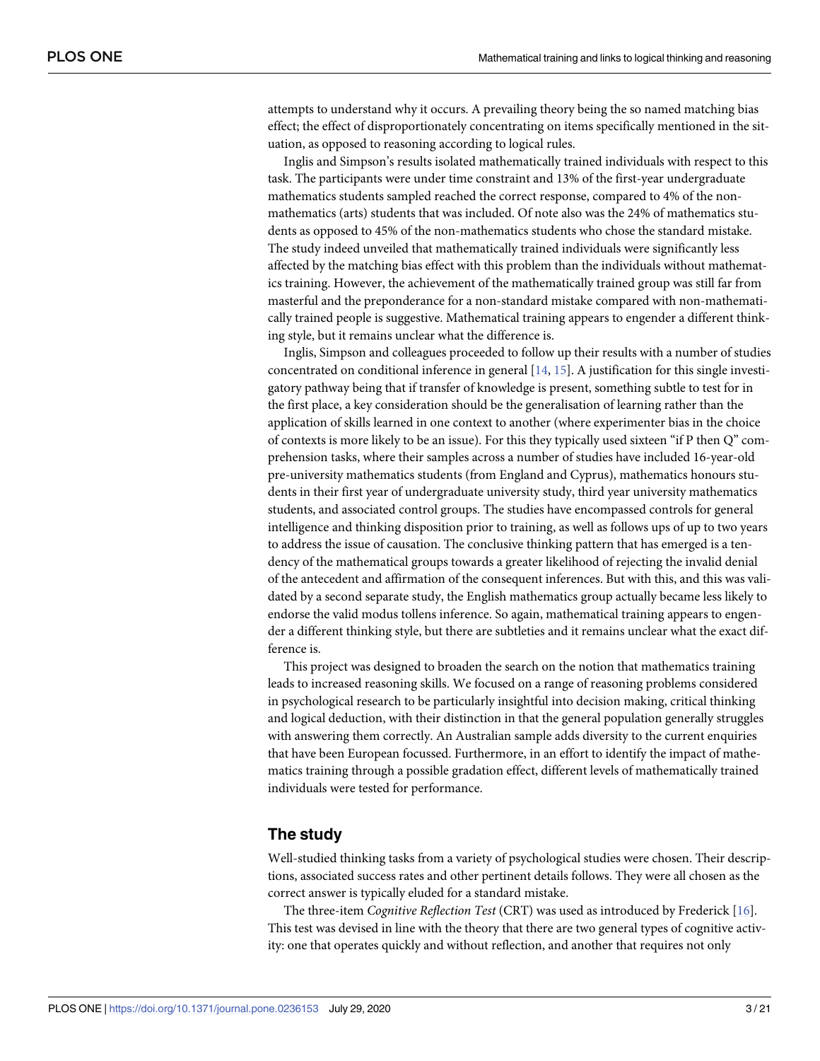attempts to understand why it occurs. A prevailing theory being the so named matching bias effect; the effect of disproportionately concentrating on items specifically mentioned in the situation, as opposed to reasoning according to logical rules.

Inglis and Simpson's results isolated mathematically trained individuals with respect to this task. The participants were under time constraint and 13% of the first-year undergraduate mathematics students sampled reached the correct response, compared to 4% of the non-mathematics (arts) students that was included. Of note also was the 24% of mathematics students as opposed to 45% of the non-mathematics students who chose the standard mistake. The study indeed unveiled that mathematically trained individuals were significantly less affected by the matching bias effect with this problem than the individuals without mathematics training. However, the achievement of the mathematically trained group was still far from masterful and the preponderance for a non-standard mistake compared with non-mathematically trained people is suggestive. Mathematical training appears to engender a different thinking style, but it remains unclear what the difference is.

Inglis, Simpson and colleagues proceeded to follow up their results with a number of studies concentrated on conditional inference in general [14, 15]. A justification for this single investigatory pathway being that if transfer of knowledge is present, something subtle to test for in the first place, a key consideration should be the generalisation of learning rather than the application of skills learned in one context to another (where experimenter bias in the choice of contexts is more likely to be an issue). For this they typically used sixteen "if P then Q" comprehension tasks, where their samples across a number of studies have included 16-year-old pre-university mathematics students (from England and Cyprus), mathematics honours students in their first year of undergraduate university study, third year university mathematics students, and associated control groups. The studies have encompassed controls for general intelligence and thinking disposition prior to training, as well as follows ups of up to two years to address the issue of causation. The conclusive thinking pattern that has emerged is a tendency of the mathematical groups towards a greater likelihood of rejecting the invalid denial of the antecedent and affirmation of the consequent inferences. But with this, and this was validated by a second separate study, the English mathematics group actually became less likely to endorse the valid modus tollens inference. So again, mathematical training appears to engender a different thinking style, but there are subtleties and it remains unclear what the exact difference is.

This project was designed to broaden the search on the notion that mathematics training leads to increased reasoning skills. We focused on a range of reasoning problems considered in psychological research to be particularly insightful into decision making, critical thinking and logical deduction, with their distinction in that the general population generally struggles with answering them correctly. An Australian sample adds diversity to the current enquiries that have been European focussed. Furthermore, in an effort to identify the impact of mathematics training through a possible gradation effect, different levels of mathematically trained individuals were tested for performance.

## The study

Well-studied thinking tasks from a variety of psychological studies were chosen. Their descriptions, associated success rates and other pertinent details follows. They were all chosen as the correct answer is typically eluded for a standard mistake.

The three-item *Cognitive Reflection Test* (CRT) was used as introduced by Frederick [16]. This test was devised in line with the theory that there are two general types of cognitive activity: one that operates quickly and without reflection, and another that requires not only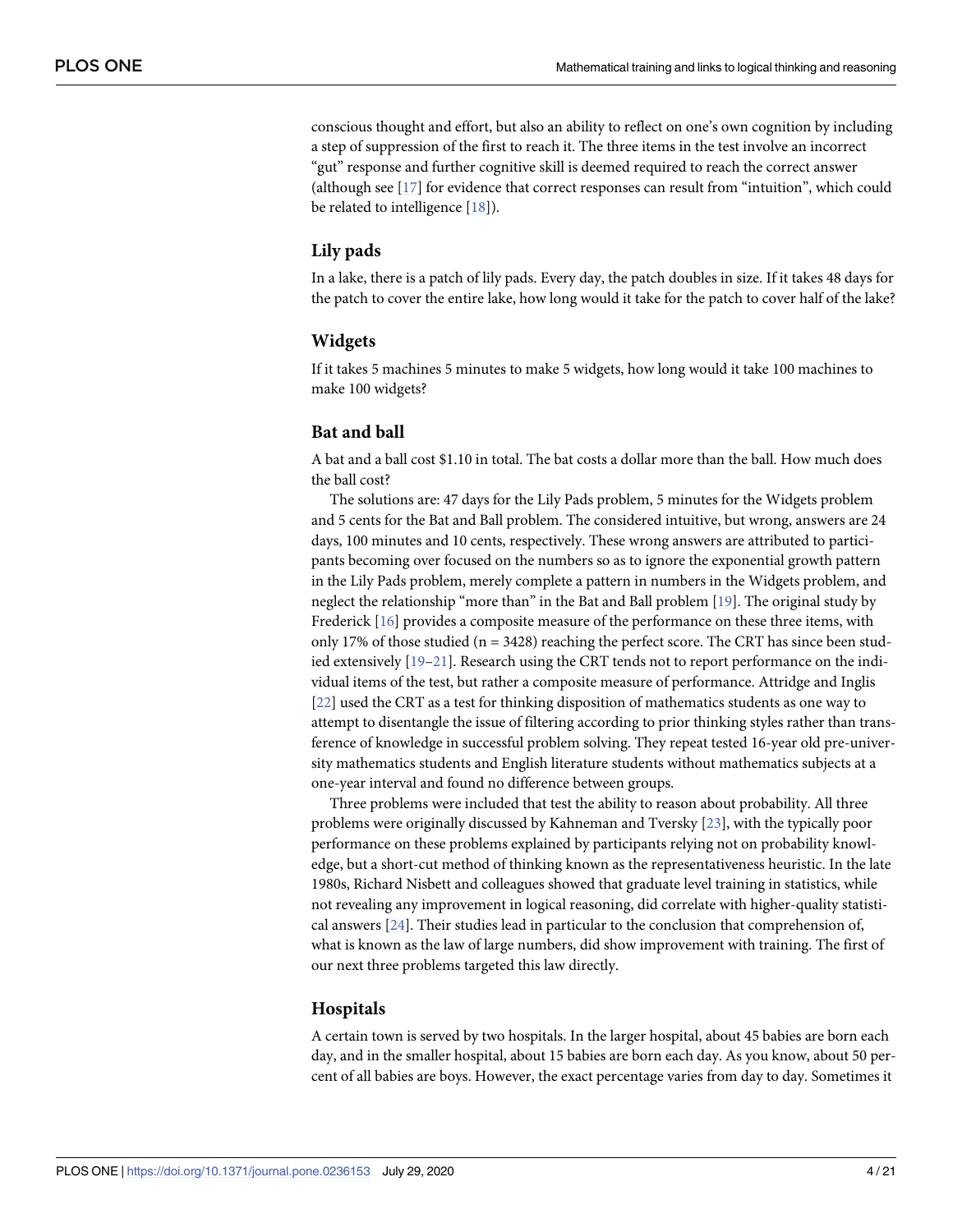conscious thought and effort, but also an ability to reflect on one's own cognition by including a step of suppression of the first to reach it. The three items in the test involve an incorrect "gut" response and further cognitive skill is deemed required to reach the correct answer (although see [17] for evidence that correct responses can result from "intuition", which could be related to intelligence [18]).

### Lily pads

In a lake, there is a patch of lily pads. Every day, the patch doubles in size. If it takes 48 days for the patch to cover the entire lake, how long would it take for the patch to cover half of the lake?

### Widgets

If it takes 5 machines 5 minutes to make 5 widgets, how long would it take 100 machines to make 100 widgets?

### Bat and ball

A bat and a ball cost $1.10 in total. The bat costs a dollar more than the ball. How much does the ball cost?

The solutions are: 47 days for the Lily Pads problem, 5 minutes for the Widgets problem and 5 cents for the Bat and Ball problem. The considered intuitive, but wrong, answers are 24 days, 100 minutes and 10 cents, respectively. These wrong answers are attributed to participants becoming over focused on the numbers so as to ignore the exponential growth pattern in the Lily Pads problem, merely complete a pattern in numbers in the Widgets problem, and neglect the relationship "more than" in the Bat and Ball problem [19]. The original study by Frederick [16] provides a composite measure of the performance on these three items, with only 17% of those studied (n = 3428) reaching the perfect score. The CRT has since been studied extensively [19–21]. Research using the CRT tends not to report performance on the individual items of the test, but rather a composite measure of performance. Attridge and Inglis [22] used the CRT as a test for thinking disposition of mathematics students as one way to attempt to disentangle the issue of filtering according to prior thinking styles rather than transference of knowledge in successful problem solving. They repeat tested 16-year old pre-university mathematics students and English literature students without mathematics subjects at a one-year interval and found no difference between groups.

Three problems were included that test the ability to reason about probability. All three problems were originally discussed by Kahneman and Tversky [23], with the typically poor performance on these problems explained by participants relying not on probability knowledge, but a short-cut method of thinking known as the representativeness heuristic. In the late 1980s, Richard Nisbett and colleagues showed that graduate level training in statistics, while not revealing any improvement in logical reasoning, did correlate with higher-quality statistical answers [24]. Their studies lead in particular to the conclusion that comprehension of, what is known as the law of large numbers, did show improvement with training. The first of our next three problems targeted this law directly.

### Hospitals

A certain town is served by two hospitals. In the larger hospital, about 45 babies are born each day, and in the smaller hospital, about 15 babies are born each day. As you know, about 50 percent of all babies are boys. However, the exact percentage varies from day to day. Sometimes it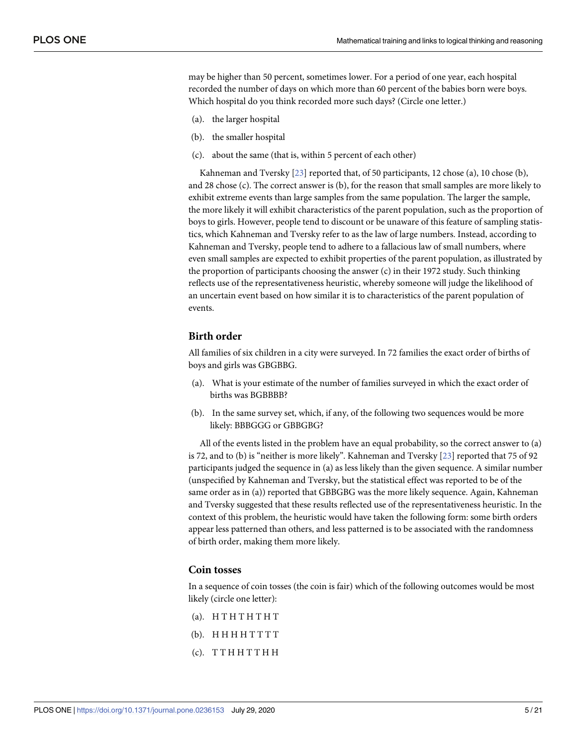may be higher than 50 percent, sometimes lower. For a period of one year, each hospital recorded the number of days on which more than 60 percent of the babies born were boys. Which hospital do you think recorded more such days? (Circle one letter.)

(a). the larger hospital

(b). the smaller hospital

(c). about the same (that is, within 5 percent of each other)

Kahneman and Tversky [23] reported that, of 50 participants, 12 chose (a), 10 chose (b), and 28 chose (c). The correct answer is (b), for the reason that small samples are more likely to exhibit extreme events than large samples from the same population. The larger the sample, the more likely it will exhibit characteristics of the parent population, such as the proportion of boys to girls. However, people tend to discount or be unaware of this feature of sampling statistics, which Kahneman and Tversky refer to as the law of large numbers. Instead, according to Kahneman and Tversky, people tend to adhere to a fallacious law of small numbers, where even small samples are expected to exhibit properties of the parent population, as illustrated by the proportion of participants choosing the answer (c) in their 1972 study. Such thinking reflects use of the representativeness heuristic, whereby someone will judge the likelihood of an uncertain event based on how similar it is to characteristics of the parent population of events.

### Birth order

All families of six children in a city were surveyed. In 72 families the exact order of births of boys and girls was GBGBBG.

(a). What is your estimate of the number of families surveyed in which the exact order of births was BGBBBB?

(b). In the same survey set, which, if any, of the following two sequences would be more likely: BBBGGG or GBBGBG?

All of the events listed in the problem have an equal probability, so the correct answer to (a) is 72, and to (b) is "neither is more likely". Kahneman and Tversky [23] reported that 75 of 92 participants judged the sequence in (a) as less likely than the given sequence. A similar number (unspecified by Kahneman and Tversky, but the statistical effect was reported to be of the same order as in (a)) reported that GBBGBG was the more likely sequence. Again, Kahneman and Tversky suggested that these results reflected use of the representativeness heuristic. In the context of this problem, the heuristic would have taken the following form: some birth orders appear less patterned than others, and less patterned is to be associated with the randomness of birth order, making them more likely.

### Coin tosses

In a sequence of coin tosses (the coin is fair) which of the following outcomes would be most likely (circle one letter):

(a). H T H T H T H T

(b). H H H H T T T T

(c). T T H H T T H H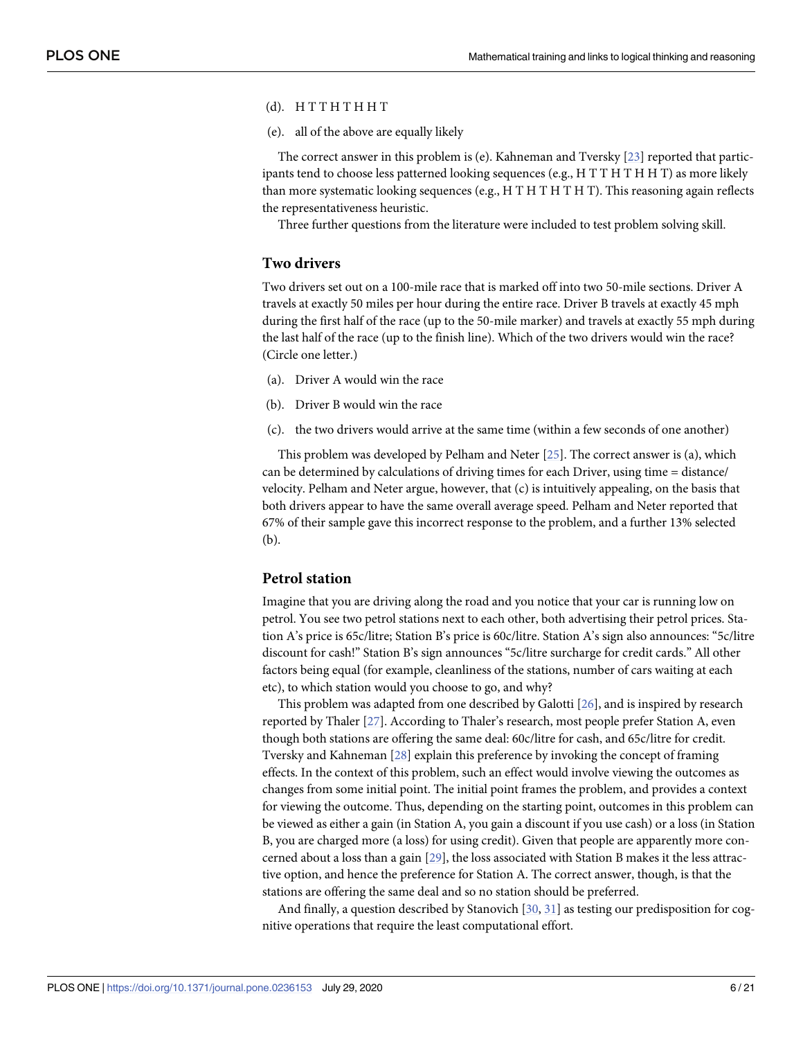(d). H T T H T H H T

(e). all of the above are equally likely

The correct answer in this problem is (e). Kahneman and Tversky [23] reported that participants tend to choose less patterned looking sequences (e.g., H T T H T H H T) as more likely than more systematic looking sequences (e.g., H T H T H T H T). This reasoning again reflects the representativeness heuristic.

Three further questions from the literature were included to test problem solving skill.

### Two drivers

Two drivers set out on a 100-mile race that is marked off into two 50-mile sections. Driver A travels at exactly 50 miles per hour during the entire race. Driver B travels at exactly 45 mph during the first half of the race (up to the 50-mile marker) and travels at exactly 55 mph during the last half of the race (up to the finish line). Which of the two drivers would win the race? (Circle one letter.)

(a). Driver A would win the race

(b). Driver B would win the race

(c). the two drivers would arrive at the same time (within a few seconds of one another)

This problem was developed by Pelham and Neter [25]. The correct answer is (a), which can be determined by calculations of driving times for each Driver, using time = distance/velocity. Pelham and Neter argue, however, that (c) is intuitively appealing, on the basis that both drivers appear to have the same overall average speed. Pelham and Neter reported that 67% of their sample gave this incorrect response to the problem, and a further 13% selected (b).

### Petrol station

Imagine that you are driving along the road and you notice that your car is running low on petrol. You see two petrol stations next to each other, both advertising their petrol prices. Station A's price is 65c/litre; Station B's price is 60c/litre. Station A's sign also announces: "5c/litre discount for cash!" Station B's sign announces "5c/litre surcharge for credit cards." All other factors being equal (for example, cleanliness of the stations, number of cars waiting at each etc), to which station would you choose to go, and why?

This problem was adapted from one described by Galotti [26], and is inspired by research reported by Thaler [27]. According to Thaler's research, most people prefer Station A, even though both stations are offering the same deal: 60c/litre for cash, and 65c/litre for credit. Tversky and Kahneman [28] explain this preference by invoking the concept of framing effects. In the context of this problem, such an effect would involve viewing the outcomes as changes from some initial point. The initial point frames the problem, and provides a context for viewing the outcome. Thus, depending on the starting point, outcomes in this problem can be viewed as either a gain (in Station A, you gain a discount if you use cash) or a loss (in Station B, you are charged more (a loss) for using credit). Given that people are apparently more concerned about a loss than a gain [29], the loss associated with Station B makes it the less attractive option, and hence the preference for Station A. The correct answer, though, is that the stations are offering the same deal and so no station should be preferred.

And finally, a question described by Stanovich [30, 31] as testing our predisposition for cognitive operations that require the least computational effort.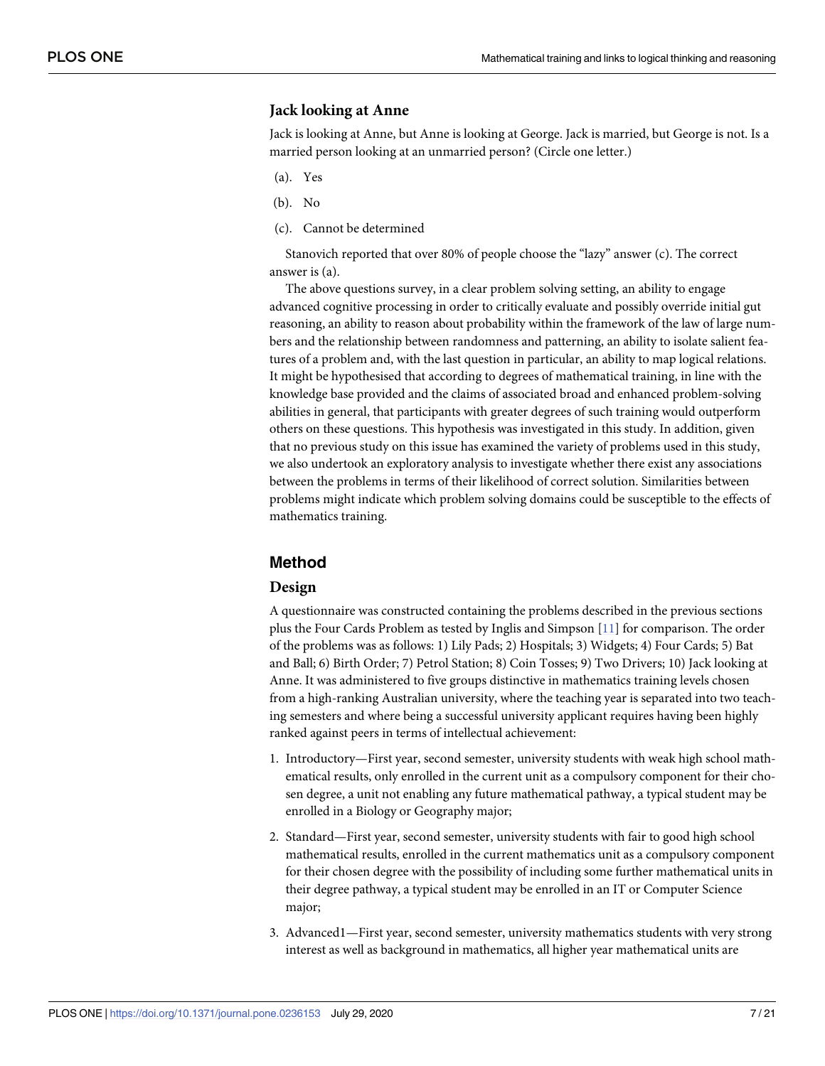### Jack looking at Anne

Jack is looking at Anne, but Anne is looking at George. Jack is married, but George is not. Is a married person looking at an unmarried person? (Circle one letter.)

(a). Yes

(b). No

(c). Cannot be determined

Stanovich reported that over 80% of people choose the "lazy" answer (c). The correct answer is (a).

The above questions survey, in a clear problem solving setting, an ability to engage advanced cognitive processing in order to critically evaluate and possibly override initial gut reasoning, an ability to reason about probability within the framework of the law of large numbers and the relationship between randomness and patterning, an ability to isolate salient features of a problem and, with the last question in particular, an ability to map logical relations. It might be hypothesised that according to degrees of mathematical training, in line with the knowledge base provided and the claims of associated broad and enhanced problem-solving abilities in general, that participants with greater degrees of such training would outperform others on these questions. This hypothesis was investigated in this study. In addition, given that no previous study on this issue has examined the variety of problems used in this study, we also undertook an exploratory analysis to investigate whether there exist any associations between the problems in terms of their likelihood of correct solution. Similarities between problems might indicate which problem solving domains could be susceptible to the effects of mathematics training.

## Method

### Design

A questionnaire was constructed containing the problems described in the previous sections plus the Four Cards Problem as tested by Inglis and Simpson [11] for comparison. The order of the problems was as follows: 1) Lily Pads; 2) Hospitals; 3) Widgets; 4) Four Cards; 5) Bat and Ball; 6) Birth Order; 7) Petrol Station; 8) Coin Tosses; 9) Two Drivers; 10) Jack looking at Anne. It was administered to five groups distinctive in mathematics training levels chosen from a high-ranking Australian university, where the teaching year is separated into two teaching semesters and where being a successful university applicant requires having been highly ranked against peers in terms of intellectual achievement:

1. Introductory—First year, second semester, university students with weak high school mathematical results, only enrolled in the current unit as a compulsory component for their chosen degree, a unit not enabling any future mathematical pathway, a typical student may be enrolled in a Biology or Geography major;
2. Standard—First year, second semester, university students with fair to good high school mathematical results, enrolled in the current mathematics unit as a compulsory component for their chosen degree with the possibility of including some further mathematical units in their degree pathway, a typical student may be enrolled in an IT or Computer Science major;
3. Advanced1—First year, second semester, university mathematics students with very strong interest as well as background in mathematics, all higher year mathematical units are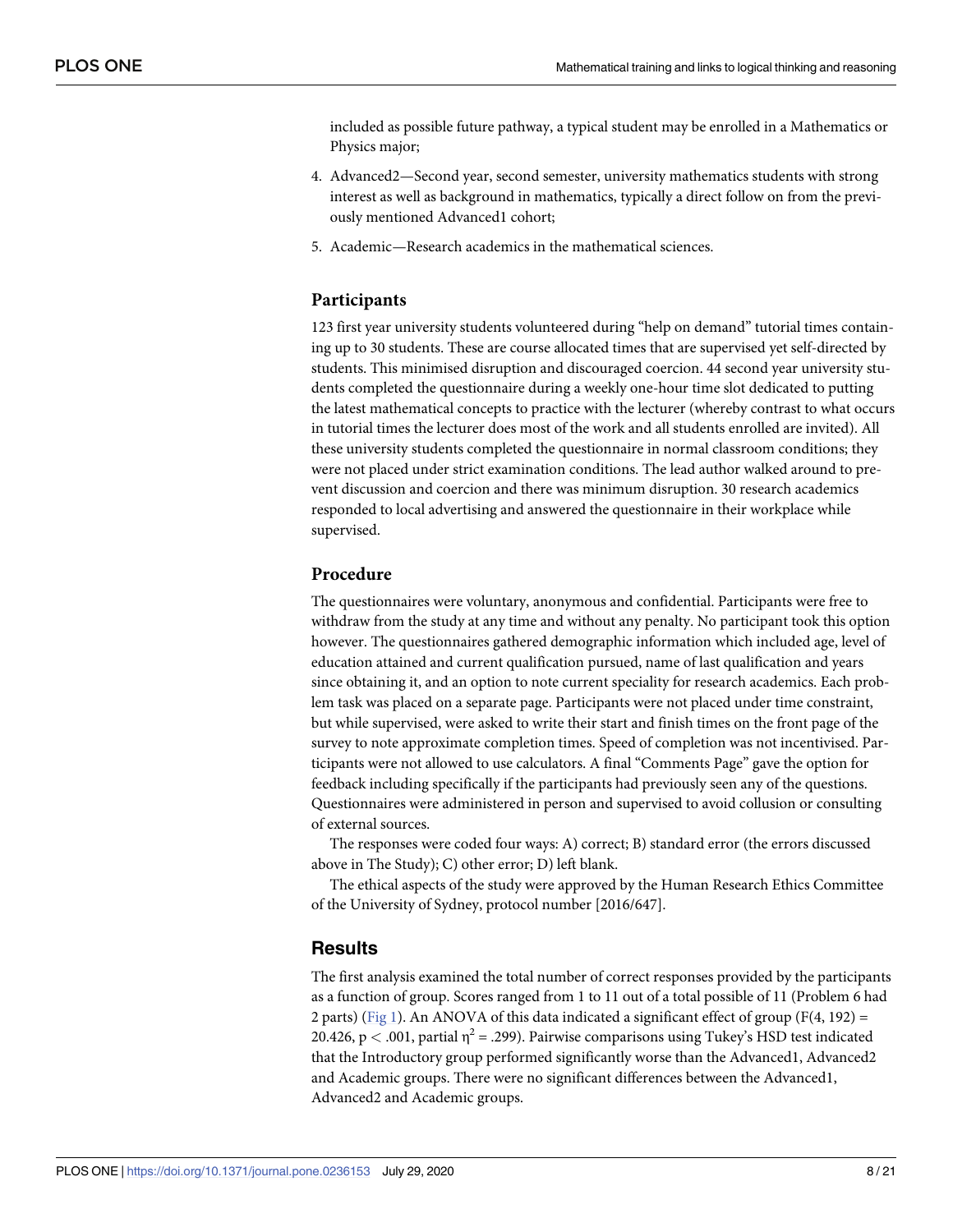included as possible future pathway, a typical student may be enrolled in a Mathematics or Physics major;

4. Advanced2—Second year, second semester, university mathematics students with strong interest as well as background in mathematics, typically a direct follow on from the previously mentioned Advanced1 cohort;
5. Academic—Research academics in the mathematical sciences.

### Participants

123 first year university students volunteered during "help on demand" tutorial times containing up to 30 students. These are course allocated times that are supervised yet self-directed by students. This minimised disruption and discouraged coercion. 44 second year university students completed the questionnaire during a weekly one-hour time slot dedicated to putting the latest mathematical concepts to practice with the lecturer (whereby contrast to what occurs in tutorial times the lecturer does most of the work and all students enrolled are invited). All these university students completed the questionnaire in normal classroom conditions; they were not placed under strict examination conditions. The lead author walked around to prevent discussion and coercion and there was minimum disruption. 30 research academics responded to local advertising and answered the questionnaire in their workplace while supervised.

### Procedure

The questionnaires were voluntary, anonymous and confidential. Participants were free to withdraw from the study at any time and without any penalty. No participant took this option however. The questionnaires gathered demographic information which included age, level of education attained and current qualification pursued, name of last qualification and years since obtaining it, and an option to note current speciality for research academics. Each problem task was placed on a separate page. Participants were not placed under time constraint, but while supervised, were asked to write their start and finish times on the front page of the survey to note approximate completion times. Speed of completion was not incentivised. Participants were not allowed to use calculators. A final "Comments Page" gave the option for feedback including specifically if the participants had previously seen any of the questions. Questionnaires were administered in person and supervised to avoid collusion or consulting of external sources.

The responses were coded four ways: A) correct; B) standard error (the errors discussed above in The Study); C) other error; D) left blank.

The ethical aspects of the study were approved by the Human Research Ethics Committee of the University of Sydney, protocol number [2016/647].

## Results

The first analysis examined the total number of correct responses provided by the participants as a function of group. Scores ranged from 1 to 11 out of a total possible of 11 (Problem 6 had 2 parts) (Fig 1). An ANOVA of this data indicated a significant effect of group ($F(4, 192) = 20.426$, $p < .001$, partial $\eta^2 = .299$). Pairwise comparisons using Tukey's HSD test indicated that the Introductory group performed significantly worse than the Advanced1, Advanced2 and Academic groups. There were no significant differences between the Advanced1, Advanced2 and Academic groups.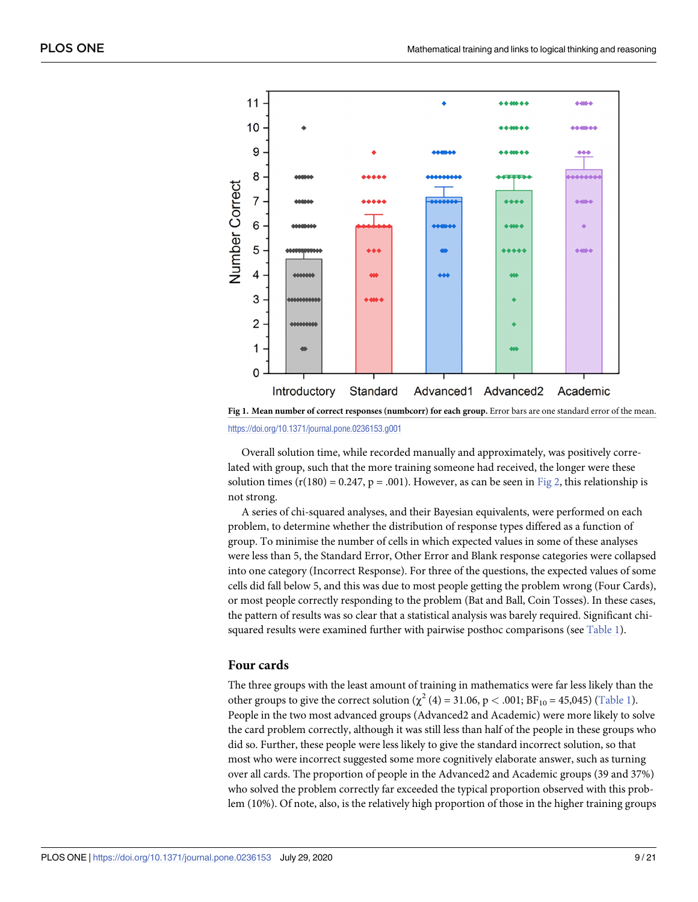Fig 1. **Mean number of correct responses (numbcorr) for each group.** Error bars are one standard error of the mean.

https://doi.org/10.1371/journal.pone.0236153.g001

Overall solution time, while recorded manually and approximately, was positively correlated with group, such that the more training someone had received, the longer were these solution times ($r(180) = 0.247$, $p = .001$). However, as can be seen in Fig 2, this relationship is not strong.

A series of chi-squared analyses, and their Bayesian equivalents, were performed on each problem, to determine whether the distribution of response types differed as a function of group. To minimise the number of cells in which expected values in some of these analyses were less than 5, the Standard Error, Other Error and Blank response categories were collapsed into one category (Incorrect Response). For three of the questions, the expected values of some cells did fall below 5, and this was due to most people getting the problem wrong (Four Cards), or most people correctly responding to the problem (Bat and Ball, Coin Tosses). In these cases, the pattern of results was so clear that a statistical analysis was barely required. Significant chi-squared results were examined further with pairwise posthoc comparisons (see Table 1).

## Four cards

The three groups with the least amount of training in mathematics were far less likely than the other groups to give the correct solution ($\chi^2$ (4) = 31.06, $p < .001$; $BF_{10}$ = 45,045) (Table 1). People in the two most advanced groups (Advanced2 and Academic) were more likely to solve the card problem correctly, although it was still less than half of the people in these groups who did so. Further, these people were less likely to give the standard incorrect solution, so that most who were incorrect suggested some more cognitively elaborate answer, such as turning over all cards. The proportion of people in the Advanced2 and Academic groups (39 and 37%) who solved the problem correctly far exceeded the typical proportion observed with this problem (10%). Of note, also, is the relatively high proportion of those in the higher training groups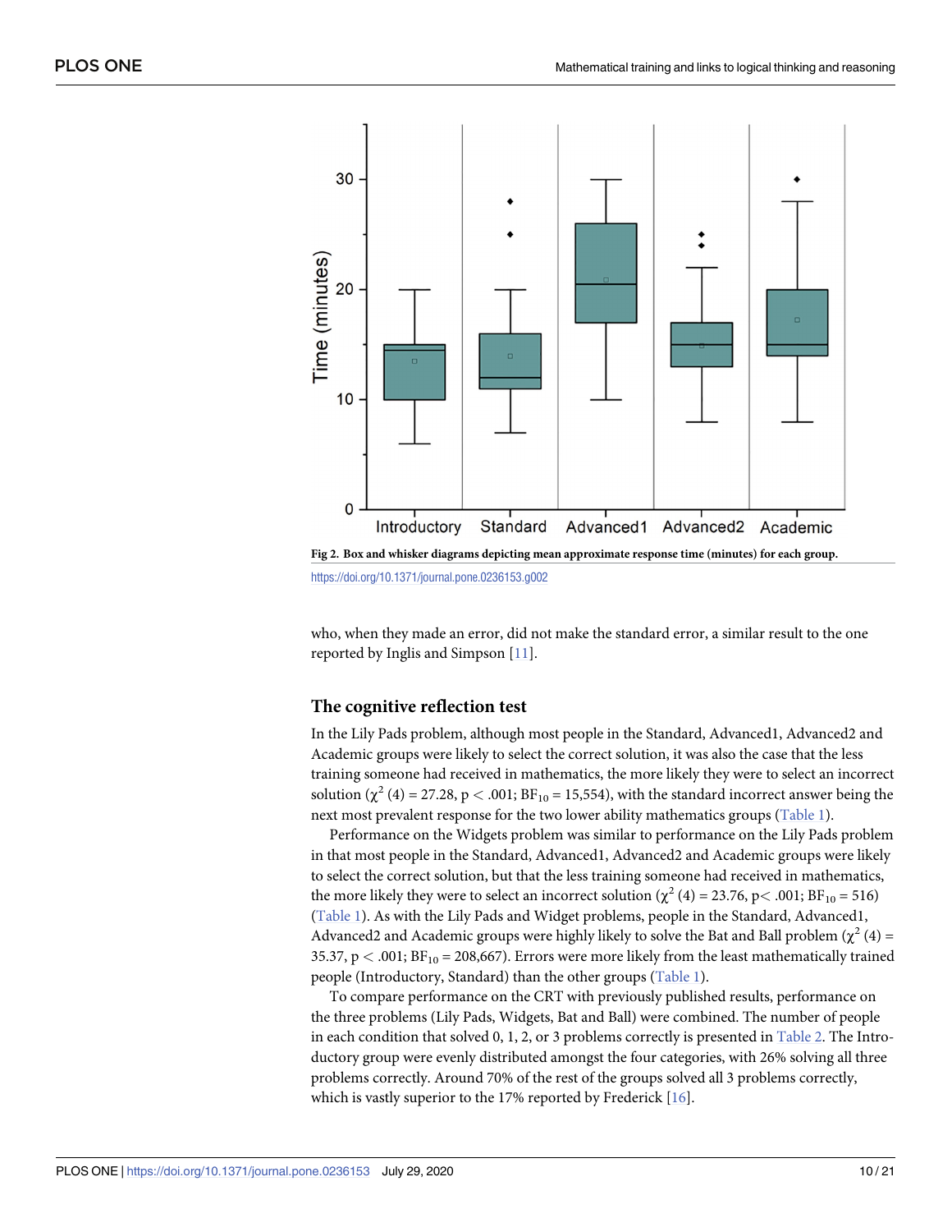Fig 2. Box and whisker diagrams depicting mean approximate response time (minutes) for each group.

https://doi.org/10.1371/journal.pone.0236153.g002

who, when they made an error, did not make the standard error, a similar result to the one reported by Inglis and Simpson [11].

## The cognitive reflection test

In the Lily Pads problem, although most people in the Standard, Advanced1, Advanced2 and Academic groups were likely to select the correct solution, it was also the case that the less training someone had received in mathematics, the more likely they were to select an incorrect solution ($\chi^2$ (4) = 27.28, p < .001; $BF_{10}$ = 15,554), with the standard incorrect answer being the next most prevalent response for the two lower ability mathematics groups (Table 1).

Performance on the Widgets problem was similar to performance on the Lily Pads problem in that most people in the Standard, Advanced1, Advanced2 and Academic groups were likely to select the correct solution, but that the less training someone had received in mathematics, the more likely they were to select an incorrect solution ($\chi^2$ (4) = 23.76, p< .001; $BF_{10}$ = 516) (Table 1). As with the Lily Pads and Widget problems, people in the Standard, Advanced1, Advanced2 and Academic groups were highly likely to solve the Bat and Ball problem ($\chi^2$ (4) = 35.37, p < .001; $BF_{10}$ = 208,667). Errors were more likely from the least mathematically trained people (Introductory, Standard) than the other groups (Table 1).

To compare performance on the CRT with previously published results, performance on the three problems (Lily Pads, Widgets, Bat and Ball) were combined. The number of people in each condition that solved 0, 1, 2, or 3 problems correctly is presented in Table 2. The Introductory group were evenly distributed amongst the four categories, with 26% solving all three problems correctly. Around 70% of the rest of the groups solved all 3 problems correctly, which is vastly superior to the 17% reported by Frederick [16].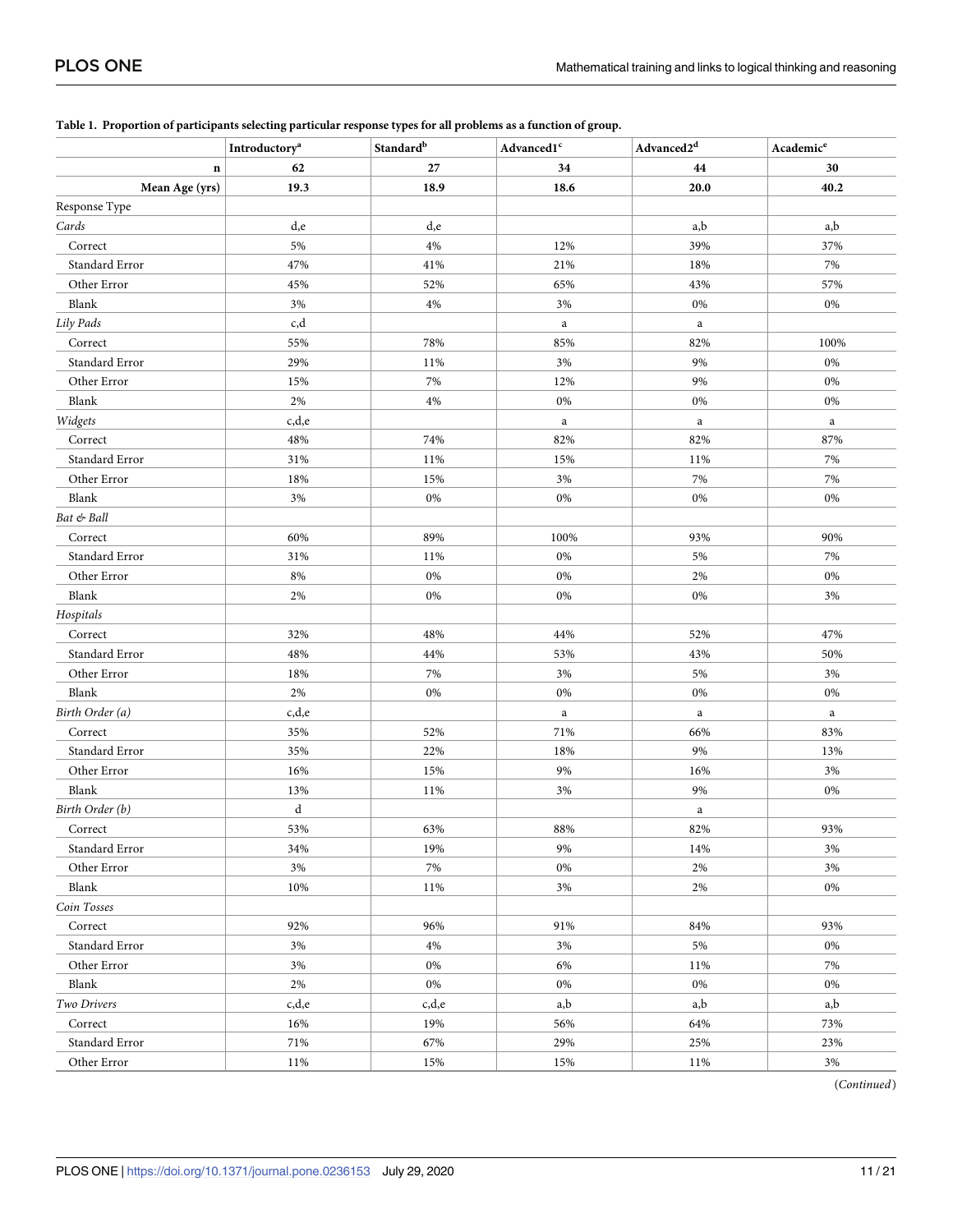**Table 1. Proportion of participants selecting particular response types for all problems as a function of group.**

| | Introductory[a] | Standard[b] | Advanced1[c] | Advanced2[d] | Academic[e] |
|---|---|---|---|---|---|
| **n** | **62** | **27** | **34** | **44** | **30** |
| **Mean Age (yrs)** | **19.3** | **18.9** | **18.6** | **20.0** | **40.2** |
| Response Type | | | | | |
| *Cards* | d,e | d,e | | a,b | a,b |
| Correct | 5% | 4% | 12% | 39% | 37% |
| Standard Error | 47% | 41% | 21% | 18% | 7% |
| Other Error | 45% | 52% | 65% | 43% | 57% |
| Blank | 3% | 4% | 3% | 0% | 0% |
| *Lily Pads* | c,d | | a | a | |
| Correct | 55% | 78% | 85% | 82% | 100% |
| Standard Error | 29% | 11% | 3% | 9% | 0% |
| Other Error | 15% | 7% | 12% | 9% | 0% |
| Blank | 2% | 4% | 0% | 0% | 0% |
| *Widgets* | c,d,e | | a | a | a |
| Correct | 48% | 74% | 82% | 82% | 87% |
| Standard Error | 31% | 11% | 15% | 11% | 7% |
| Other Error | 18% | 15% | 3% | 7% | 7% |
| Blank | 3% | 0% | 0% | 0% | 0% |
| *Bat & Ball* | | | | | |
| Correct | 60% | 89% | 100% | 93% | 90% |
| Standard Error | 31% | 11% | 0% | 5% | 7% |
| Other Error | 8% | 0% | 0% | 2% | 0% |
| Blank | 2% | 0% | 0% | 0% | 3% |
| *Hospitals* | | | | | |
| Correct | 32% | 48% | 44% | 52% | 47% |
| Standard Error | 48% | 44% | 53% | 43% | 50% |
| Other Error | 18% | 7% | 3% | 5% | 3% |
| Blank | 2% | 0% | 0% | 0% | 0% |
| *Birth Order (a)* | c,d,e | | a | a | a |
| Correct | 35% | 52% | 71% | 66% | 83% |
| Standard Error | 35% | 22% | 18% | 9% | 13% |
| Other Error | 16% | 15% | 9% | 16% | 3% |
| Blank | 13% | 11% | 3% | 9% | 0% |
| *Birth Order (b)* | d | | | a | |
| Correct | 53% | 63% | 88% | 82% | 93% |
| Standard Error | 34% | 19% | 9% | 14% | 3% |
| Other Error | 3% | 7% | 0% | 2% | 3% |
| Blank | 10% | 11% | 3% | 2% | 0% |
| *Coin Tosses* | | | | | |
| Correct | 92% | 96% | 91% | 84% | 93% |
| Standard Error | 3% | 4% | 3% | 5% | 0% |
| Other Error | 3% | 0% | 6% | 11% | 7% |
| Blank | 2% | 0% | 0% | 0% | 0% |
| *Two Drivers* | c,d,e | c,d,e | a,b | a,b | a,b |
| Correct | 16% | 19% | 56% | 64% | 73% |
| Standard Error | 71% | 67% | 29% | 25% | 23% |
| Other Error | 11% | 15% | 15% | 11% | 3% |

(*Continued*)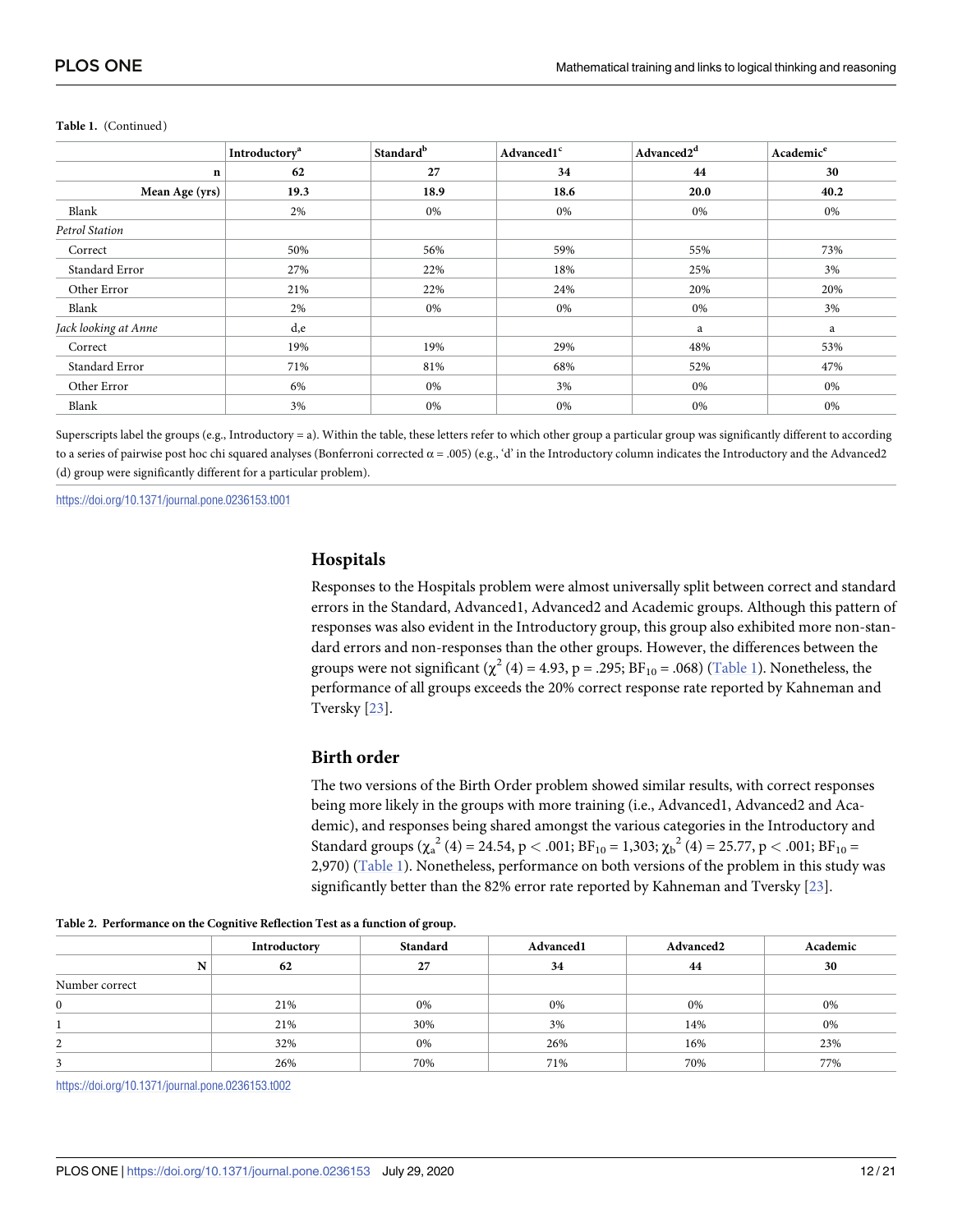**Table 1.** (Continued)

| | Introductory[a] | Standard[b] | Advanced1[c] | Advanced2[d] | Academic[e] |
|---|---|---|---|---|---|
| **n** | **62** | **27** | **34** | **44** | **30** |
| **Mean Age (yrs)** | **19.3** | **18.9** | **18.6** | **20.0** | **40.2** |
| Blank | 2% | 0% | 0% | 0% | 0% |
| *Petrol Station* | | | | | |
| Correct | 50% | 56% | 59% | 55% | 73% |
| Standard Error | 27% | 22% | 18% | 25% | 3% |
| Other Error | 21% | 22% | 24% | 20% | 20% |
| Blank | 2% | 0% | 0% | 0% | 3% |
| *Jack looking at Anne* | d,e | | | a | a |
| Correct | 19% | 19% | 29% | 48% | 53% |
| Standard Error | 71% | 81% | 68% | 52% | 47% |
| Other Error | 6% | 0% | 3% | 0% | 0% |
| Blank | 3% | 0% | 0% | 0% | 0% |

Superscripts label the groups (e.g., Introductory = a). Within the table, these letters refer to which other group a particular group was significantly different to according to a series of pairwise post hoc chi squared analyses (Bonferroni corrected α = .005) (e.g., 'd' in the Introductory column indicates the Introductory and the Advanced2 (d) group were significantly different for a particular problem).

https://doi.org/10.1371/journal.pone.0236153.t001

## Hospitals

Responses to the Hospitals problem were almost universally split between correct and standard errors in the Standard, Advanced1, Advanced2 and Academic groups. Although this pattern of responses was also evident in the Introductory group, this group also exhibited more non-standard errors and non-responses than the other groups. However, the differences between the groups were not significant ($\chi^2$ (4) = 4.93, p = .295; $BF_{10}$ = .068) (Table 1). Nonetheless, the performance of all groups exceeds the 20% correct response rate reported by Kahneman and Tversky [23].

## Birth order

The two versions of the Birth Order problem showed similar results, with correct responses being more likely in the groups with more training (i.e., Advanced1, Advanced2 and Academic), and responses being shared amongst the various categories in the Introductory and Standard groups ($\chi_a^2$ (4) = 24.54, $p < .001$; $BF_{10}$ = 1,303; $\chi_b^2$ (4) = 25.77, $p < .001$; $BF_{10}$ = 2,970) (Table 1). Nonetheless, performance on both versions of the problem in this study was significantly better than the 82% error rate reported by Kahneman and Tversky [23].

**Table 2. Performance on the Cognitive Reflection Test as a function of group.**

| | Introductory | Standard | Advanced1 | Advanced2 | Academic |
|---|---|---|---|---|---|
| **N** | 62 | 27 | 34 | 44 | 30 |
| Number correct | | | | | |
| 0 | 21% | 0% | 0% | 0% | 0% |
| 1 | 21% | 30% | 3% | 14% | 0% |
| 2 | 32% | 0% | 26% | 16% | 23% |
| 3 | 26% | 70% | 71% | 70% | 77% |

https://doi.org/10.1371/journal.pone.0236153.t002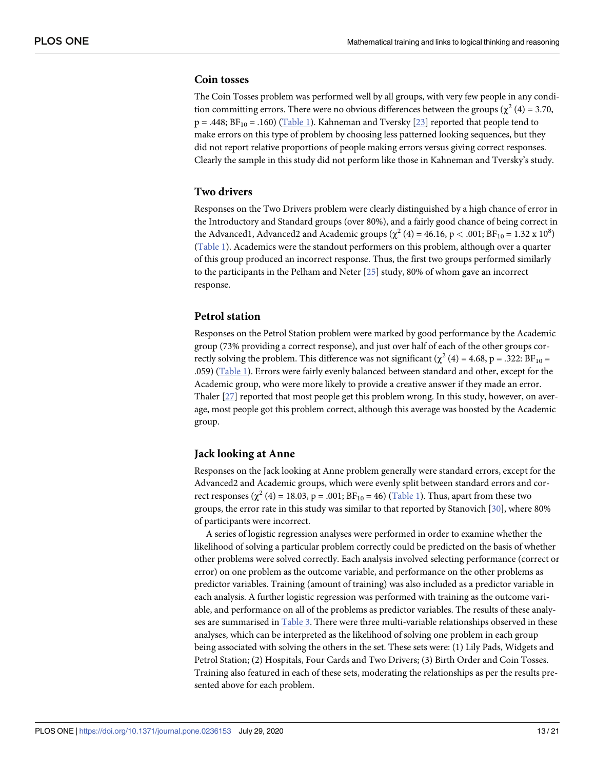### Coin tosses

The Coin Tosses problem was performed well by all groups, with very few people in any condition committing errors. There were no obvious differences between the groups ($\chi^2$ (4) = 3.70, p = .448; $BF_{10}$ = .160) (Table 1). Kahneman and Tversky [23] reported that people tend to make errors on this type of problem by choosing less patterned looking sequences, but they did not report relative proportions of people making errors versus giving correct responses. Clearly the sample in this study did not perform like those in Kahneman and Tversky's study.

### Two drivers

Responses on the Two Drivers problem were clearly distinguished by a high chance of error in the Introductory and Standard groups (over 80%), and a fairly good chance of being correct in the Advanced1, Advanced2 and Academic groups ($\chi^2$ (4) = 46.16, p < .001; $BF_{10}$ = 1.32 x $10^8$) (Table 1). Academics were the standout performers on this problem, although over a quarter of this group produced an incorrect response. Thus, the first two groups performed similarly to the participants in the Pelham and Neter [25] study, 80% of whom gave an incorrect response.

### Petrol station

Responses on the Petrol Station problem were marked by good performance by the Academic group (73% providing a correct response), and just over half of each of the other groups correctly solving the problem. This difference was not significant ($\chi^2$ (4) = 4.68, p = .322: $BF_{10}$ = .059) (Table 1). Errors were fairly evenly balanced between standard and other, except for the Academic group, who were more likely to provide a creative answer if they made an error. Thaler [27] reported that most people get this problem wrong. In this study, however, on average, most people got this problem correct, although this average was boosted by the Academic group.

### Jack looking at Anne

Responses on the Jack looking at Anne problem generally were standard errors, except for the Advanced2 and Academic groups, which were evenly split between standard errors and correct responses ($\chi^2$ (4) = 18.03, p = .001; $BF_{10}$ = 46) (Table 1). Thus, apart from these two groups, the error rate in this study was similar to that reported by Stanovich [30], where 80% of participants were incorrect.

A series of logistic regression analyses were performed in order to examine whether the likelihood of solving a particular problem correctly could be predicted on the basis of whether other problems were solved correctly. Each analysis involved selecting performance (correct or error) on one problem as the outcome variable, and performance on the other problems as predictor variables. Training (amount of training) was also included as a predictor variable in each analysis. A further logistic regression was performed with training as the outcome variable, and performance on all of the problems as predictor variables. The results of these analyses are summarised in Table 3. There were three multi-variable relationships observed in these analyses, which can be interpreted as the likelihood of solving one problem in each group being associated with solving the others in the set. These sets were: (1) Lily Pads, Widgets and Petrol Station; (2) Hospitals, Four Cards and Two Drivers; (3) Birth Order and Coin Tosses. Training also featured in each of these sets, moderating the relationships as per the results presented above for each problem.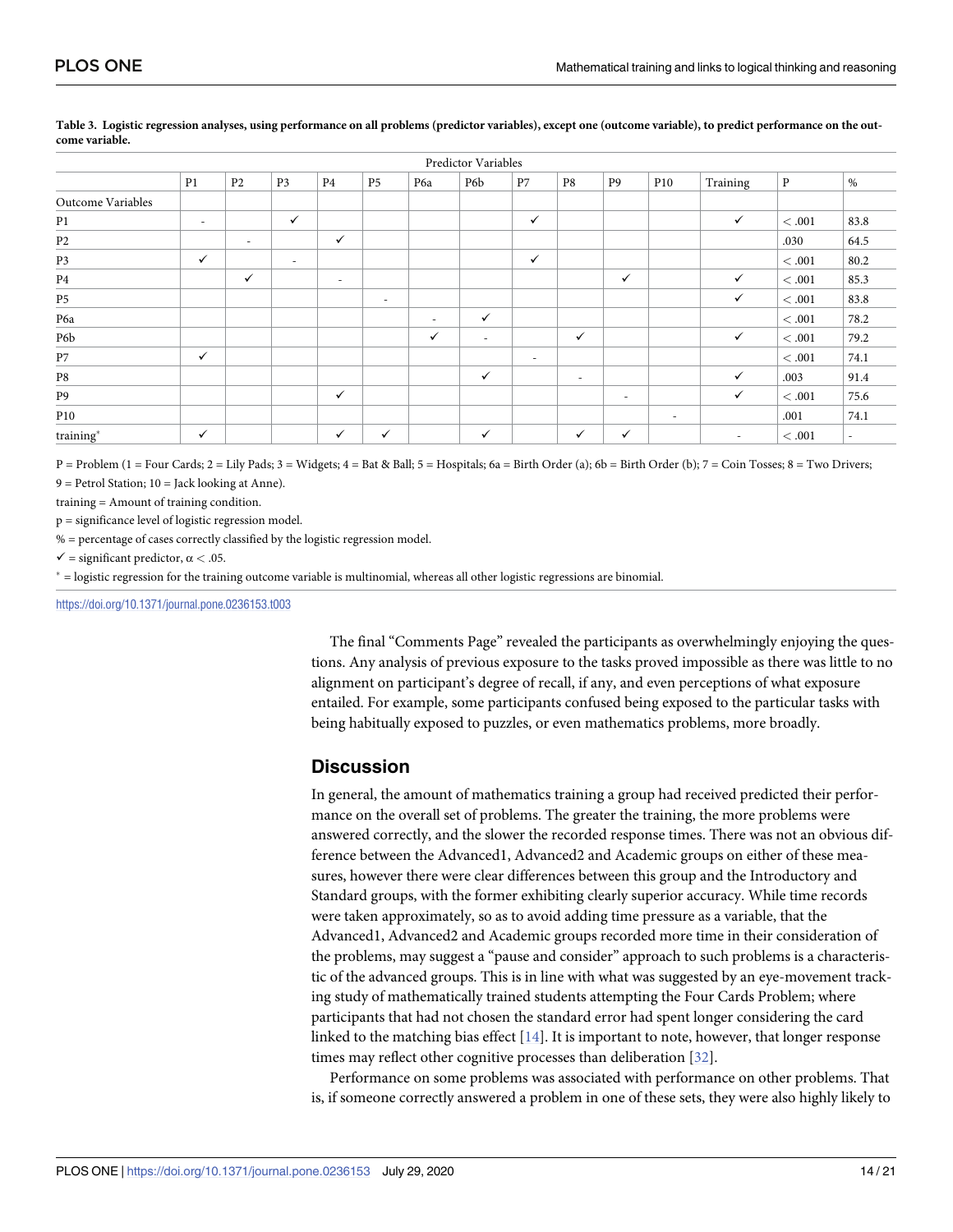**Table 3. Logistic regression analyses, using performance on all problems (predictor variables), except one (outcome variable), to predict performance on the outcome variable.**

| | Predictor Variables | | | | | | | | | | | | | |
|---|---|---|---|---|---|---|---|---|---|---|---|---|---|---|
| | P1 | P2 | P3 | P4 | P5 | P6a | P6b | P7 | P8 | P9 | P10 | Training | P | % |
| Outcome Variables | | | | | | | | | | | | | | |
| P1 | - | | ✓ | | | | | ✓ | | | | ✓ | < .001 | 83.8 |
| P2 | | - | | ✓ | | | | | | | | | .030 | 64.5 |
| P3 | ✓ | | - | | | | | ✓ | | | | | < .001 | 80.2 |
| P4 | | ✓ | | - | | | | | | ✓ | | ✓ | < .001 | 85.3 |
| P5 | | | | | - | | | | | | | ✓ | < .001 | 83.8 |
| P6a | | | | | | - | ✓ | | | | | | < .001 | 78.2 |
| P6b | | | | | | ✓ | - | | ✓ | | | ✓ | < .001 | 79.2 |
| P7 | ✓ | | | | | | | - | | | | | < .001 | 74.1 |
| P8 | | | | | | | ✓ | | - | | | ✓ | .003 | 91.4 |
| P9 | | | | ✓ | | | | | | - | | ✓ | < .001 | 75.6 |
| P10 | | | | | | | | | | | - | | .001 | 74.1 |
| training* | ✓ | | | ✓ | ✓ | | ✓ | | ✓ | ✓ | | - | < .001 | - |

P = Problem (1 = Four Cards; 2 = Lily Pads; 3 = Widgets; 4 = Bat & Ball; 5 = Hospitals; 6a = Birth Order (a); 6b = Birth Order (b); 7 = Coin Tosses; 8 = Two Drivers; 9 = Petrol Station; 10 = Jack looking at Anne).

training = Amount of training condition.

p = significance level of logistic regression model.

% = percentage of cases correctly classified by the logistic regression model.

✓ = significant predictor, $\alpha < .05$.

* = logistic regression for the training outcome variable is multinomial, whereas all other logistic regressions are binomial.

https://doi.org/10.1371/journal.pone.0236153.t003

The final "Comments Page" revealed the participants as overwhelmingly enjoying the questions. Any analysis of previous exposure to the tasks proved impossible as there was little to no alignment on participant's degree of recall, if any, and even perceptions of what exposure entailed. For example, some participants confused being exposed to the particular tasks with being habitually exposed to puzzles, or even mathematics problems, more broadly.

## Discussion

In general, the amount of mathematics training a group had received predicted their performance on the overall set of problems. The greater the training, the more problems were answered correctly, and the slower the recorded response times. There was not an obvious difference between the Advanced1, Advanced2 and Academic groups on either of these measures, however there were clear differences between this group and the Introductory and Standard groups, with the former exhibiting clearly superior accuracy. While time records were taken approximately, so as to avoid adding time pressure as a variable, that the Advanced1, Advanced2 and Academic groups recorded more time in their consideration of the problems, may suggest a "pause and consider" approach to such problems is a characteristic of the advanced groups. This is in line with what was suggested by an eye-movement tracking study of mathematically trained students attempting the Four Cards Problem; where participants that had not chosen the standard error had spent longer considering the card linked to the matching bias effect [14]. It is important to note, however, that longer response times may reflect other cognitive processes than deliberation [32].

Performance on some problems was associated with performance on other problems. That is, if someone correctly answered a problem in one of these sets, they were also highly likely to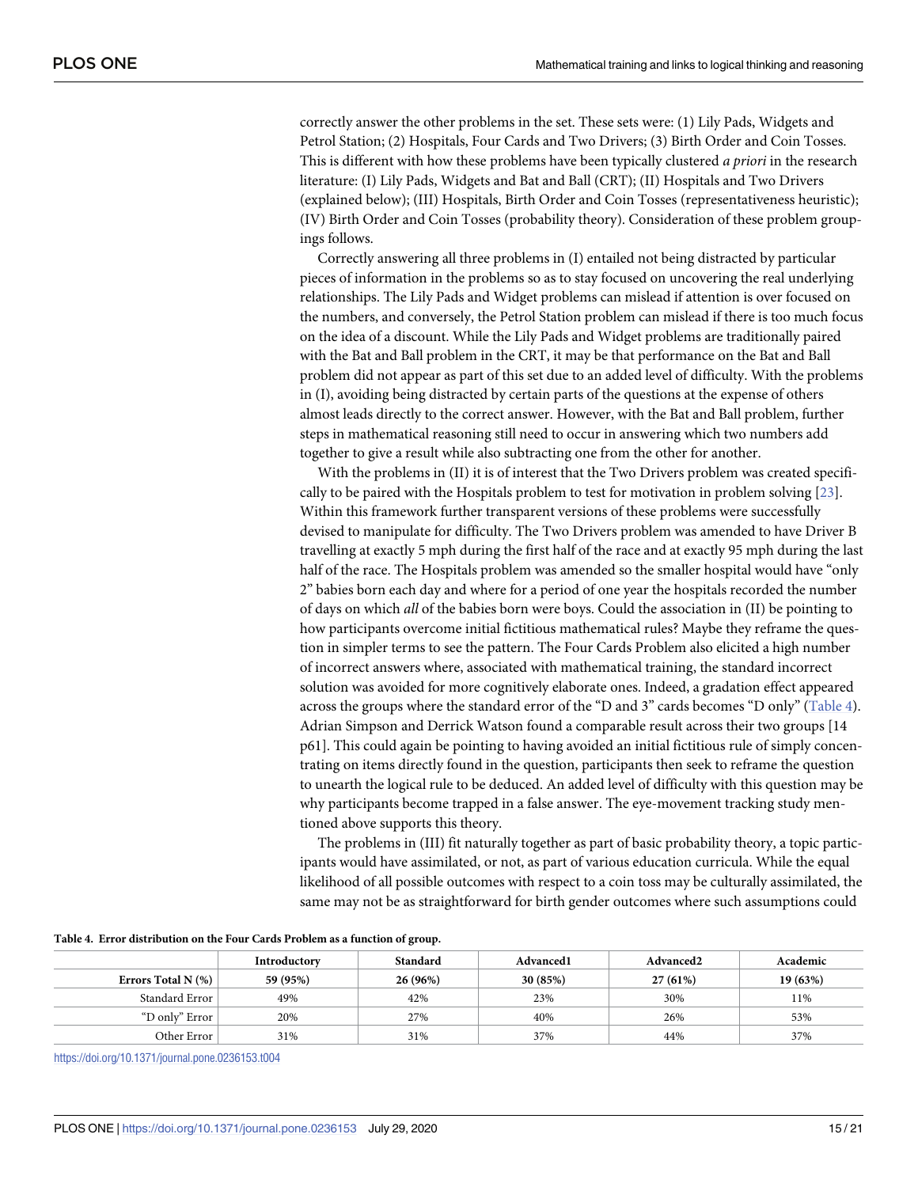correctly answer the other problems in the set. These sets were: (1) Lily Pads, Widgets and Petrol Station; (2) Hospitals, Four Cards and Two Drivers; (3) Birth Order and Coin Tosses. This is different with how these problems have been typically clustered *a priori* in the research literature: (I) Lily Pads, Widgets and Bat and Ball (CRT); (II) Hospitals and Two Drivers (explained below); (III) Hospitals, Birth Order and Coin Tosses (representativeness heuristic); (IV) Birth Order and Coin Tosses (probability theory). Consideration of these problem groupings follows.

Correctly answering all three problems in (I) entailed not being distracted by particular pieces of information in the problems so as to stay focused on uncovering the real underlying relationships. The Lily Pads and Widget problems can mislead if attention is over focused on the numbers, and conversely, the Petrol Station problem can mislead if there is too much focus on the idea of a discount. While the Lily Pads and Widget problems are traditionally paired with the Bat and Ball problem in the CRT, it may be that performance on the Bat and Ball problem did not appear as part of this set due to an added level of difficulty. With the problems in (I), avoiding being distracted by certain parts of the questions at the expense of others almost leads directly to the correct answer. However, with the Bat and Ball problem, further steps in mathematical reasoning still need to occur in answering which two numbers add together to give a result while also subtracting one from the other for another.

With the problems in (II) it is of interest that the Two Drivers problem was created specifically to be paired with the Hospitals problem to test for motivation in problem solving [23]. Within this framework further transparent versions of these problems were successfully devised to manipulate for difficulty. The Two Drivers problem was amended to have Driver B travelling at exactly 5 mph during the first half of the race and at exactly 95 mph during the last half of the race. The Hospitals problem was amended so the smaller hospital would have "only 2" babies born each day and where for a period of one year the hospitals recorded the number of days on which *all* of the babies born were boys. Could the association in (II) be pointing to how participants overcome initial fictitious mathematical rules? Maybe they reframe the question in simpler terms to see the pattern. The Four Cards Problem also elicited a high number of incorrect answers where, associated with mathematical training, the standard incorrect solution was avoided for more cognitively elaborate ones. Indeed, a gradation effect appeared across the groups where the standard error of the "D and 3" cards becomes "D only" (Table 4). Adrian Simpson and Derrick Watson found a comparable result across their two groups [14 p61]. This could again be pointing to having avoided an initial fictitious rule of simply concentrating on items directly found in the question, participants then seek to reframe the question to unearth the logical rule to be deduced. An added level of difficulty with this question may be why participants become trapped in a false answer. The eye-movement tracking study mentioned above supports this theory.

The problems in (III) fit naturally together as part of basic probability theory, a topic participants would have assimilated, or not, as part of various education curricula. While the equal likelihood of all possible outcomes with respect to a coin toss may be culturally assimilated, the same may not be as straightforward for birth gender outcomes where such assumptions could

**Table 4. Error distribution on the Four Cards Problem as a function of group.**

| | Introductory | Standard | Advanced1 | Advanced2 | Academic |
|---|---|---|---|---|---|
| **Errors Total N (%)** | **59 (95%)** | **26 (96%)** | **30 (85%)** | **27 (61%)** | **19 (63%)** |
| Standard Error | 49% | 42% | 23% | 30% | 11% |
| "D only" Error | 20% | 27% | 40% | 26% | 53% |
| Other Error | 31% | 31% | 37% | 44% | 37% |

https://doi.org/10.1371/journal.pone.0236153.t004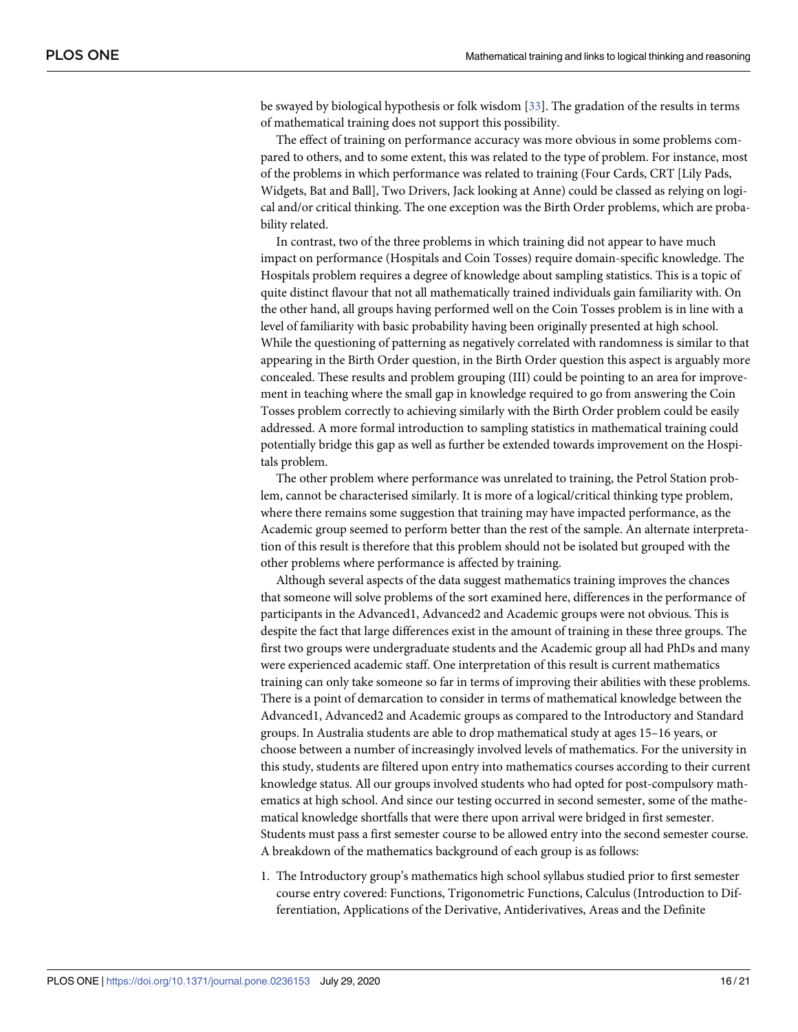be swayed by biological hypothesis or folk wisdom [33]. The gradation of the results in terms of mathematical training does not support this possibility.

The effect of training on performance accuracy was more obvious in some problems compared to others, and to some extent, this was related to the type of problem. For instance, most of the problems in which performance was related to training (Four Cards, CRT [Lily Pads, Widgets, Bat and Ball], Two Drivers, Jack looking at Anne) could be classed as relying on logical and/or critical thinking. The one exception was the Birth Order problems, which are probability related.

In contrast, two of the three problems in which training did not appear to have much impact on performance (Hospitals and Coin Tosses) require domain-specific knowledge. The Hospitals problem requires a degree of knowledge about sampling statistics. This is a topic of quite distinct flavour that not all mathematically trained individuals gain familiarity with. On the other hand, all groups having performed well on the Coin Tosses problem is in line with a level of familiarity with basic probability having been originally presented at high school. While the questioning of patterning as negatively correlated with randomness is similar to that appearing in the Birth Order question, in the Birth Order question this aspect is arguably more concealed. These results and problem grouping (III) could be pointing to an area for improvement in teaching where the small gap in knowledge required to go from answering the Coin Tosses problem correctly to achieving similarly with the Birth Order problem could be easily addressed. A more formal introduction to sampling statistics in mathematical training could potentially bridge this gap as well as further be extended towards improvement on the Hospitals problem.

The other problem where performance was unrelated to training, the Petrol Station problem, cannot be characterised similarly. It is more of a logical/critical thinking type problem, where there remains some suggestion that training may have impacted performance, as the Academic group seemed to perform better than the rest of the sample. An alternate interpretation of this result is therefore that this problem should not be isolated but grouped with the other problems where performance is affected by training.

Although several aspects of the data suggest mathematics training improves the chances that someone will solve problems of the sort examined here, differences in the performance of participants in the Advanced1, Advanced2 and Academic groups were not obvious. This is despite the fact that large differences exist in the amount of training in these three groups. The first two groups were undergraduate students and the Academic group all had PhDs and many were experienced academic staff. One interpretation of this result is current mathematics training can only take someone so far in terms of improving their abilities with these problems. There is a point of demarcation to consider in terms of mathematical knowledge between the Advanced1, Advanced2 and Academic groups as compared to the Introductory and Standard groups. In Australia students are able to drop mathematical study at ages 15–16 years, or choose between a number of increasingly involved levels of mathematics. For the university in this study, students are filtered upon entry into mathematics courses according to their current knowledge status. All our groups involved students who had opted for post-compulsory mathematics at high school. And since our testing occurred in second semester, some of the mathematical knowledge shortfalls that were there upon arrival were bridged in first semester. Students must pass a first semester course to be allowed entry into the second semester course. A breakdown of the mathematics background of each group is as follows:

1. The Introductory group's mathematics high school syllabus studied prior to first semester course entry covered: Functions, Trigonometric Functions, Calculus (Introduction to Differentiation, Applications of the Derivative, Antiderivatives, Areas and the Definite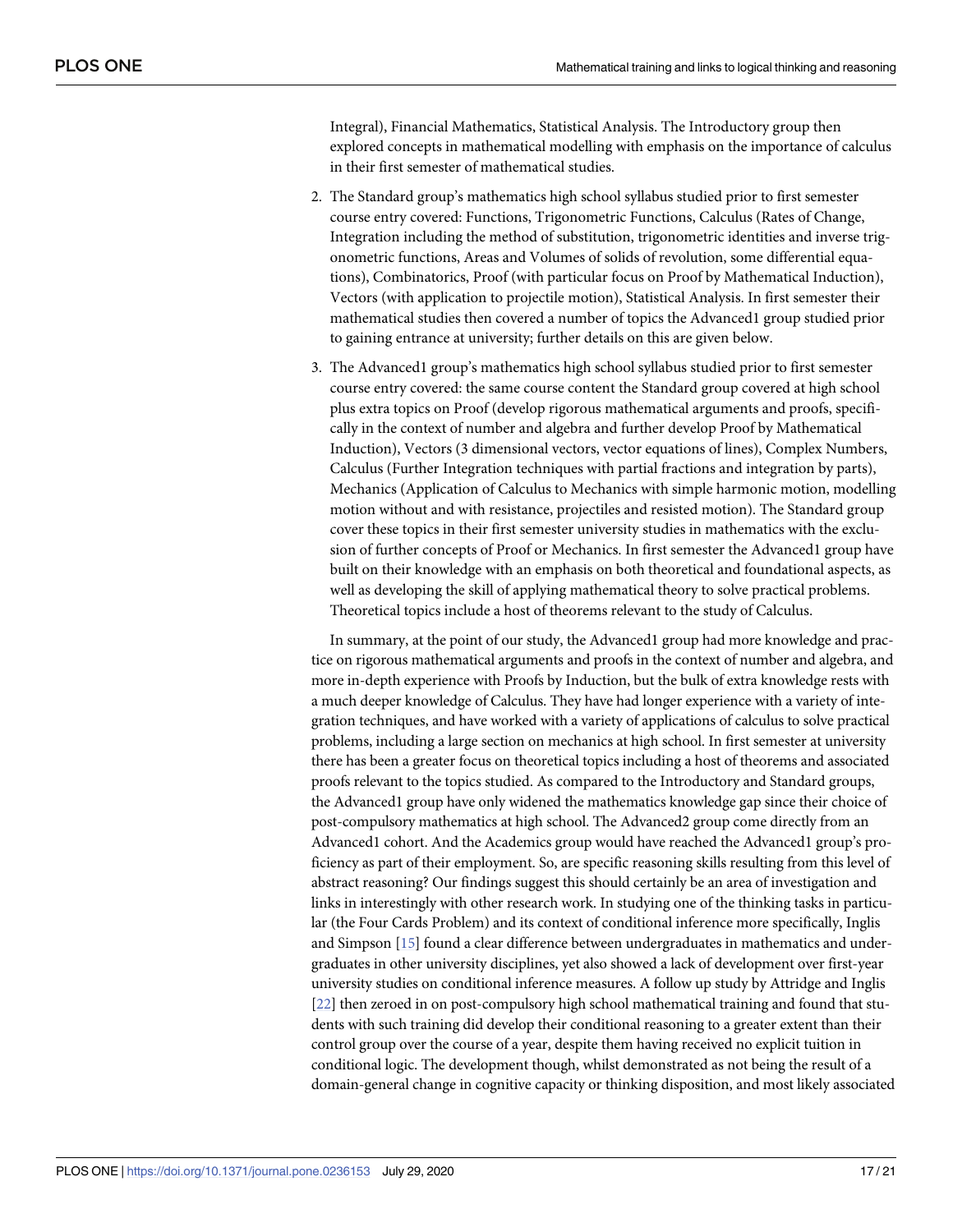Integral), Financial Mathematics, Statistical Analysis. The Introductory group then explored concepts in mathematical modelling with emphasis on the importance of calculus in their first semester of mathematical studies.

2. The Standard group's mathematics high school syllabus studied prior to first semester course entry covered: Functions, Trigonometric Functions, Calculus (Rates of Change, Integration including the method of substitution, trigonometric identities and inverse trigonometric functions, Areas and Volumes of solids of revolution, some differential equations), Combinatorics, Proof (with particular focus on Proof by Mathematical Induction), Vectors (with application to projectile motion), Statistical Analysis. In first semester their mathematical studies then covered a number of topics the Advanced1 group studied prior to gaining entrance at university; further details on this are given below.

3. The Advanced1 group's mathematics high school syllabus studied prior to first semester course entry covered: the same course content the Standard group covered at high school plus extra topics on Proof (develop rigorous mathematical arguments and proofs, specifically in the context of number and algebra and further develop Proof by Mathematical Induction), Vectors (3 dimensional vectors, vector equations of lines), Complex Numbers, Calculus (Further Integration techniques with partial fractions and integration by parts), Mechanics (Application of Calculus to Mechanics with simple harmonic motion, modelling motion without and with resistance, projectiles and resisted motion). The Standard group cover these topics in their first semester university studies in mathematics with the exclusion of further concepts of Proof or Mechanics. In first semester the Advanced1 group have built on their knowledge with an emphasis on both theoretical and foundational aspects, as well as developing the skill of applying mathematical theory to solve practical problems. Theoretical topics include a host of theorems relevant to the study of Calculus.

In summary, at the point of our study, the Advanced1 group had more knowledge and practice on rigorous mathematical arguments and proofs in the context of number and algebra, and more in-depth experience with Proofs by Induction, but the bulk of extra knowledge rests with a much deeper knowledge of Calculus. They have had longer experience with a variety of integration techniques, and have worked with a variety of applications of calculus to solve practical problems, including a large section on mechanics at high school. In first semester at university there has been a greater focus on theoretical topics including a host of theorems and associated proofs relevant to the topics studied. As compared to the Introductory and Standard groups, the Advanced1 group have only widened the mathematics knowledge gap since their choice of post-compulsory mathematics at high school. The Advanced2 group come directly from an Advanced1 cohort. And the Academics group would have reached the Advanced1 group's proficiency as part of their employment. So, are specific reasoning skills resulting from this level of abstract reasoning? Our findings suggest this should certainly be an area of investigation and links in interestingly with other research work. In studying one of the thinking tasks in particular (the Four Cards Problem) and its context of conditional inference more specifically, Inglis and Simpson [15] found a clear difference between undergraduates in mathematics and undergraduates in other university disciplines, yet also showed a lack of development over first-year university studies on conditional inference measures. A follow up study by Attridge and Inglis [22] then zeroed in on post-compulsory high school mathematical training and found that students with such training did develop their conditional reasoning to a greater extent than their control group over the course of a year, despite them having received no explicit tuition in conditional logic. The development though, whilst demonstrated as not being the result of a domain-general change in cognitive capacity or thinking disposition, and most likely associated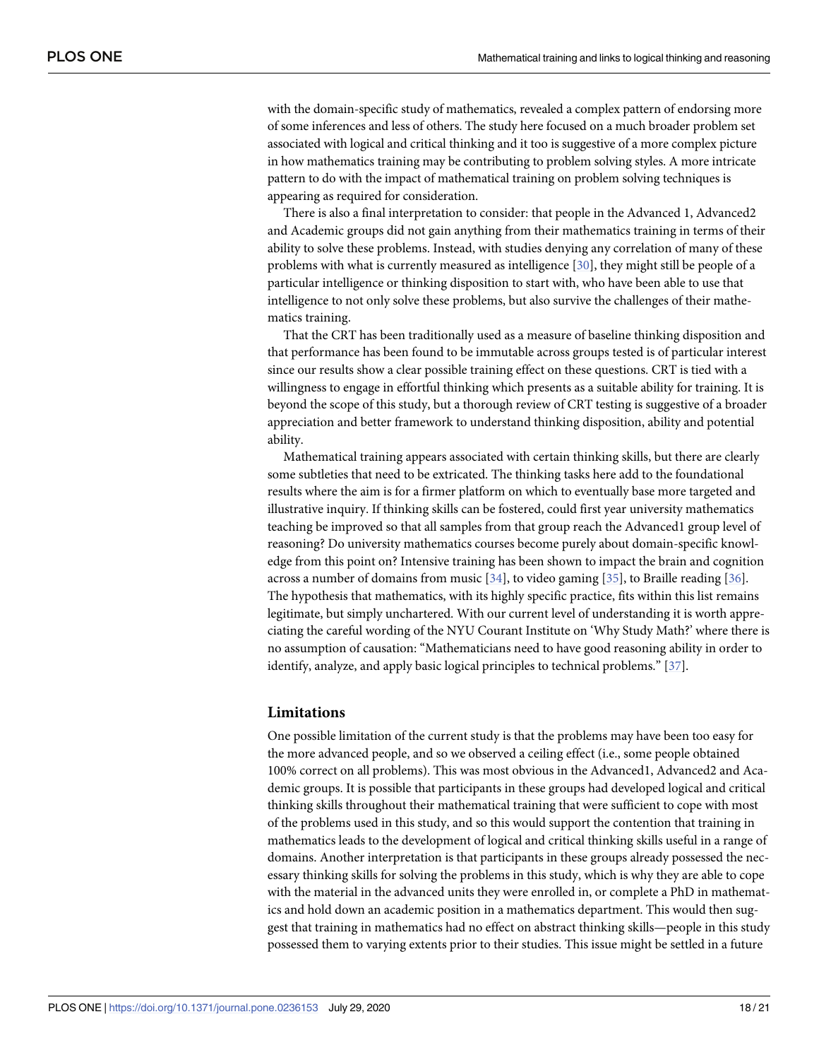with the domain-specific study of mathematics, revealed a complex pattern of endorsing more of some inferences and less of others. The study here focused on a much broader problem set associated with logical and critical thinking and it too is suggestive of a more complex picture in how mathematics training may be contributing to problem solving styles. A more intricate pattern to do with the impact of mathematical training on problem solving techniques is appearing as required for consideration.

There is also a final interpretation to consider: that people in the Advanced 1, Advanced2 and Academic groups did not gain anything from their mathematics training in terms of their ability to solve these problems. Instead, with studies denying any correlation of many of these problems with what is currently measured as intelligence [30], they might still be people of a particular intelligence or thinking disposition to start with, who have been able to use that intelligence to not only solve these problems, but also survive the challenges of their mathematics training.

That the CRT has been traditionally used as a measure of baseline thinking disposition and that performance has been found to be immutable across groups tested is of particular interest since our results show a clear possible training effect on these questions. CRT is tied with a willingness to engage in effortful thinking which presents as a suitable ability for training. It is beyond the scope of this study, but a thorough review of CRT testing is suggestive of a broader appreciation and better framework to understand thinking disposition, ability and potential ability.

Mathematical training appears associated with certain thinking skills, but there are clearly some subtleties that need to be extricated. The thinking tasks here add to the foundational results where the aim is for a firmer platform on which to eventually base more targeted and illustrative inquiry. If thinking skills can be fostered, could first year university mathematics teaching be improved so that all samples from that group reach the Advanced1 group level of reasoning? Do university mathematics courses become purely about domain-specific knowledge from this point on? Intensive training has been shown to impact the brain and cognition across a number of domains from music [34], to video gaming [35], to Braille reading [36]. The hypothesis that mathematics, with its highly specific practice, fits within this list remains legitimate, but simply unchartered. With our current level of understanding it is worth appreciating the careful wording of the NYU Courant Institute on 'Why Study Math?' where there is no assumption of causation: "Mathematicians need to have good reasoning ability in order to identify, analyze, and apply basic logical principles to technical problems." [37].

## Limitations

One possible limitation of the current study is that the problems may have been too easy for the more advanced people, and so we observed a ceiling effect (i.e., some people obtained 100% correct on all problems). This was most obvious in the Advanced1, Advanced2 and Academic groups. It is possible that participants in these groups had developed logical and critical thinking skills throughout their mathematical training that were sufficient to cope with most of the problems used in this study, and so this would support the contention that training in mathematics leads to the development of logical and critical thinking skills useful in a range of domains. Another interpretation is that participants in these groups already possessed the necessary thinking skills for solving the problems in this study, which is why they are able to cope with the material in the advanced units they were enrolled in, or complete a PhD in mathematics and hold down an academic position in a mathematics department. This would then suggest that training in mathematics had no effect on abstract thinking skills—people in this study possessed them to varying extents prior to their studies. This issue might be settled in a future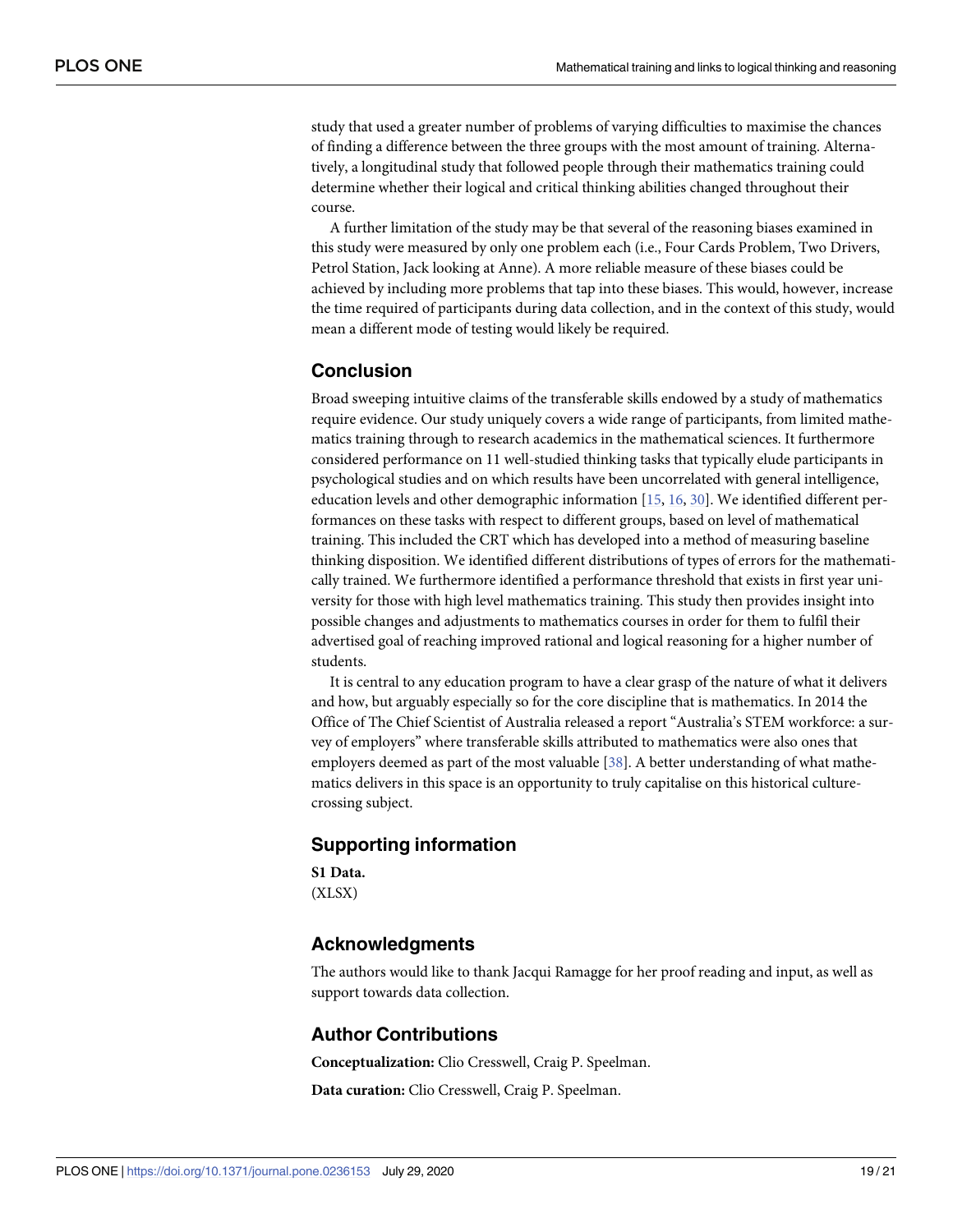study that used a greater number of problems of varying difficulties to maximise the chances of finding a difference between the three groups with the most amount of training. Alternatively, a longitudinal study that followed people through their mathematics training could determine whether their logical and critical thinking abilities changed throughout their course.

A further limitation of the study may be that several of the reasoning biases examined in this study were measured by only one problem each (i.e., Four Cards Problem, Two Drivers, Petrol Station, Jack looking at Anne). A more reliable measure of these biases could be achieved by including more problems that tap into these biases. This would, however, increase the time required of participants during data collection, and in the context of this study, would mean a different mode of testing would likely be required.

## Conclusion

Broad sweeping intuitive claims of the transferable skills endowed by a study of mathematics require evidence. Our study uniquely covers a wide range of participants, from limited mathematics training through to research academics in the mathematical sciences. It furthermore considered performance on 11 well-studied thinking tasks that typically elude participants in psychological studies and on which results have been uncorrelated with general intelligence, education levels and other demographic information [15, 16, 30]. We identified different performances on these tasks with respect to different groups, based on level of mathematical training. This included the CRT which has developed into a method of measuring baseline thinking disposition. We identified different distributions of types of errors for the mathematically trained. We furthermore identified a performance threshold that exists in first year university for those with high level mathematics training. This study then provides insight into possible changes and adjustments to mathematics courses in order for them to fulfil their advertised goal of reaching improved rational and logical reasoning for a higher number of students.

It is central to any education program to have a clear grasp of the nature of what it delivers and how, but arguably especially so for the core discipline that is mathematics. In 2014 the Office of The Chief Scientist of Australia released a report "Australia's STEM workforce: a survey of employers" where transferable skills attributed to mathematics were also ones that employers deemed as part of the most valuable [38]. A better understanding of what mathematics delivers in this space is an opportunity to truly capitalise on this historical culture-crossing subject.

## Supporting information

**S1 Data.**
(XLSX)

## Acknowledgments

The authors would like to thank Jacqui Ramagge for her proof reading and input, as well as support towards data collection.

## Author Contributions

**Conceptualization:** Clio Cresswell, Craig P. Speelman.

**Data curation:** Clio Cresswell, Craig P. Speelman.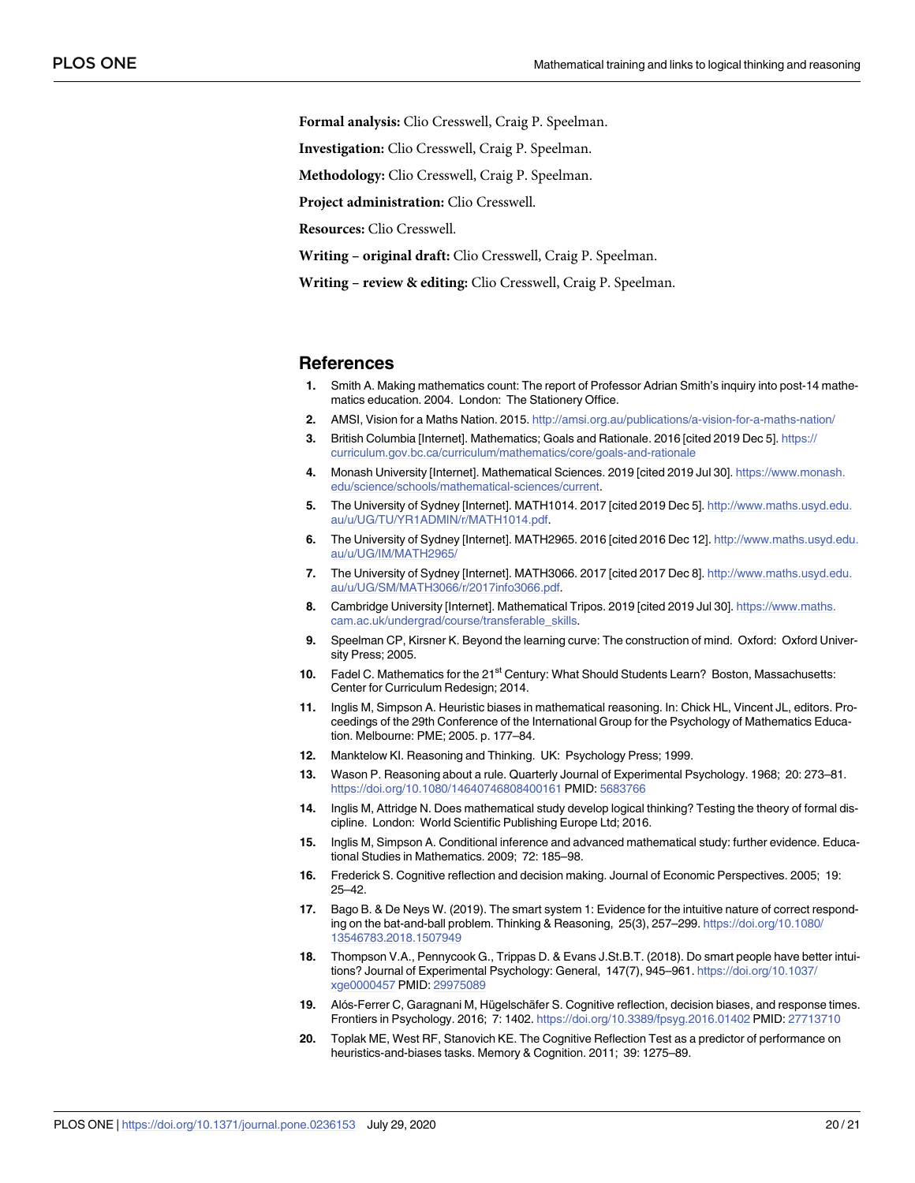**Formal analysis:** Clio Cresswell, Craig P. Speelman.

**Investigation:** Clio Cresswell, Craig P. Speelman.

**Methodology:** Clio Cresswell, Craig P. Speelman.

**Project administration:** Clio Cresswell.

**Resources:** Clio Cresswell.

**Writing – original draft:** Clio Cresswell, Craig P. Speelman.

**Writing – review & editing:** Clio Cresswell, Craig P. Speelman.

## References

1. Smith A. Making mathematics count: The report of Professor Adrian Smith's inquiry into post-14 mathematics education. 2004. London: The Stationery Office.
2. AMSI, Vision for a Maths Nation. 2015. http://amsi.org.au/publications/a-vision-for-a-maths-nation/
3. British Columbia [Internet]. Mathematics; Goals and Rationale. 2016 [cited 2019 Dec 5]. https://curriculum.gov.bc.ca/curriculum/mathematics/core/goals-and-rationale
4. Monash University [Internet]. Mathematical Sciences. 2019 [cited 2019 Jul 30]. https://www.monash.edu/science/schools/mathematical-sciences/current.
5. The University of Sydney [Internet]. MATH1014. 2017 [cited 2019 Dec 5]. http://www.maths.usyd.edu.au/u/UG/TU/YR1ADMIN/r/MATH1014.pdf.
6. The University of Sydney [Internet]. MATH2965. 2016 [cited 2016 Dec 12]. http://www.maths.usyd.edu.au/u/UG/IM/MATH2965/
7. The University of Sydney [Internet]. MATH3066. 2017 [cited 2017 Dec 8]. http://www.maths.usyd.edu.au/u/UG/SM/MATH3066/r/2017info3066.pdf.
8. Cambridge University [Internet]. Mathematical Tripos. 2019 [cited 2019 Jul 30]. https://www.maths.cam.ac.uk/undergrad/course/transferable_skills.
9. Speelman CP, Kirsner K. Beyond the learning curve: The construction of mind. Oxford: Oxford University Press; 2005.
10. Fadel C. Mathematics for the 21st Century: What Should Students Learn? Boston, Massachusetts: Center for Curriculum Redesign; 2014.
11. Inglis M, Simpson A. Heuristic biases in mathematical reasoning. In: Chick HL, Vincent JL, editors. Proceedings of the 29th Conference of the International Group for the Psychology of Mathematics Education. Melbourne: PME; 2005. p. 177–84.
12. Manktelow KI. Reasoning and Thinking. UK: Psychology Press; 1999.
13. Wason P. Reasoning about a rule. Quarterly Journal of Experimental Psychology. 1968; 20: 273–81. https://doi.org/10.1080/14640746808400161 PMID: 5683766
14. Inglis M, Attridge N. Does mathematical study develop logical thinking? Testing the theory of formal discipline. London: World Scientific Publishing Europe Ltd; 2016.
15. Inglis M, Simpson A. Conditional inference and advanced mathematical study: further evidence. Educational Studies in Mathematics. 2009; 72: 185–98.
16. Frederick S. Cognitive reflection and decision making. Journal of Economic Perspectives. 2005; 19: 25–42.
17. Bago B. & De Neys W. (2019). The smart system 1: Evidence for the intuitive nature of correct responding on the bat-and-ball problem. Thinking & Reasoning, 25(3), 257–299. https://doi.org/10.1080/13546783.2018.1507949
18. Thompson V.A., Pennycook G., Trippas D. & Evans J.St.B.T. (2018). Do smart people have better intuitions? Journal of Experimental Psychology: General, 147(7), 945–961. https://doi.org/10.1037/xge0000457 PMID: 29975089
19. Alós-Ferrer C, Garagnani M, Hügelschäfer S. Cognitive reflection, decision biases, and response times. Frontiers in Psychology. 2016; 7: 1402. https://doi.org/10.3389/fpsyg.2016.01402 PMID: 27713710
20. Toplak ME, West RF, Stanovich KE. The Cognitive Reflection Test as a predictor of performance on heuristics-and-biases tasks. Memory & Cognition. 2011; 39: 1275–89.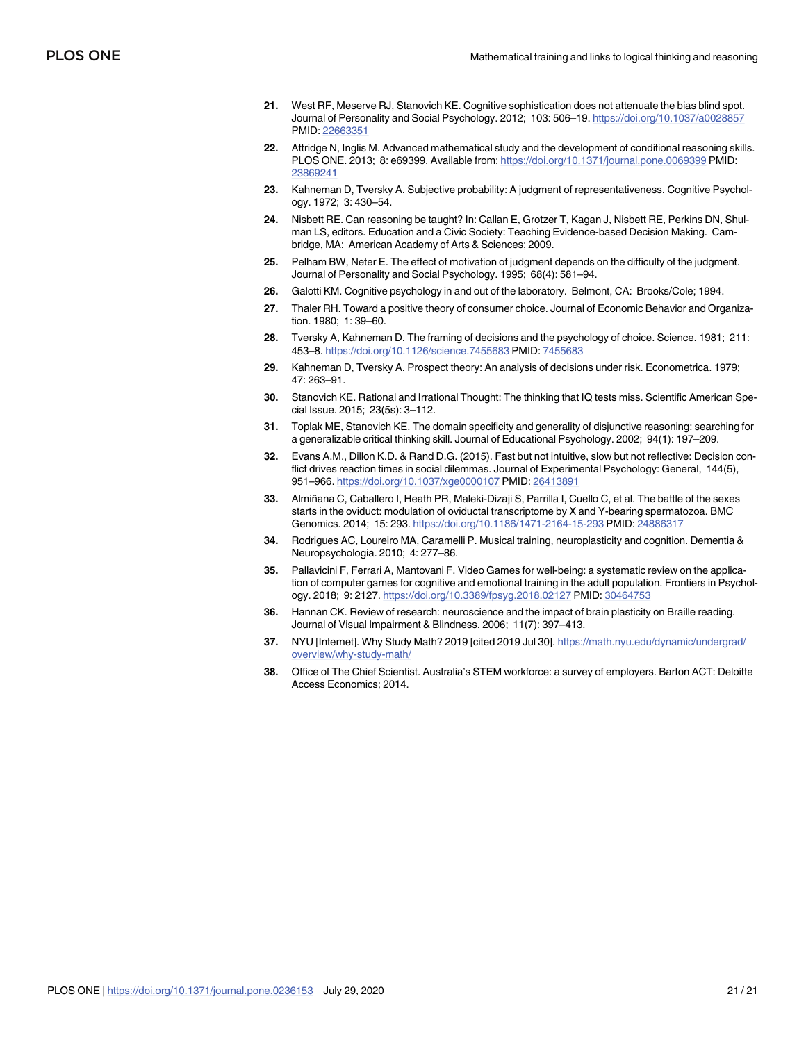21. West RF, Meserve RJ, Stanovich KE. Cognitive sophistication does not attenuate the bias blind spot. Journal of Personality and Social Psychology. 2012; 103: 506–19. https://doi.org/10.1037/a0028857 PMID: 22663351

22. Attridge N, Inglis M. Advanced mathematical study and the development of conditional reasoning skills. PLOS ONE. 2013; 8: e69399. Available from: https://doi.org/10.1371/journal.pone.0069399 PMID: 23869241

23. Kahneman D, Tversky A. Subjective probability: A judgment of representativeness. Cognitive Psychology. 1972; 3: 430–54.

24. Nisbett RE. Can reasoning be taught? In: Callan E, Grotzer T, Kagan J, Nisbett RE, Perkins DN, Shulman LS, editors. Education and a Civic Society: Teaching Evidence-based Decision Making. Cambridge, MA: American Academy of Arts & Sciences; 2009.

25. Pelham BW, Neter E. The effect of motivation of judgment depends on the difficulty of the judgment. Journal of Personality and Social Psychology. 1995; 68(4): 581–94.

26. Galotti KM. Cognitive psychology in and out of the laboratory. Belmont, CA: Brooks/Cole; 1994.

27. Thaler RH. Toward a positive theory of consumer choice. Journal of Economic Behavior and Organization. 1980; 1: 39–60.

28. Tversky A, Kahneman D. The framing of decisions and the psychology of choice. Science. 1981; 211: 453–8. https://doi.org/10.1126/science.7455683 PMID: 7455683

29. Kahneman D, Tversky A. Prospect theory: An analysis of decisions under risk. Econometrica. 1979; 47: 263–91.

30. Stanovich KE. Rational and Irrational Thought: The thinking that IQ tests miss. Scientific American Special Issue. 2015; 23(5s): 3–112.

31. Toplak ME, Stanovich KE. The domain specificity and generality of disjunctive reasoning: searching for a generalizable critical thinking skill. Journal of Educational Psychology. 2002; 94(1): 197–209.

32. Evans A.M., Dillon K.D. & Rand D.G. (2015). Fast but not intuitive, slow but not reflective: Decision conflict drives reaction times in social dilemmas. Journal of Experimental Psychology: General, 144(5), 951–966. https://doi.org/10.1037/xge0000107 PMID: 26413891

33. Almiñana C, Caballero I, Heath PR, Maleki-Dizaji S, Parrilla I, Cuello C, et al. The battle of the sexes starts in the oviduct: modulation of oviductal transcriptome by X and Y-bearing spermatozoa. BMC Genomics. 2014; 15: 293. https://doi.org/10.1186/1471-2164-15-293 PMID: 24886317

34. Rodrigues AC, Loureiro MA, Caramelli P. Musical training, neuroplasticity and cognition. Dementia & Neuropsychologia. 2010; 4: 277–86.

35. Pallavicini F, Ferrari A, Mantovani F. Video Games for well-being: a systematic review on the application of computer games for cognitive and emotional training in the adult population. Frontiers in Psychology. 2018; 9: 2127. https://doi.org/10.3389/fpsyg.2018.02127 PMID: 30464753

36. Hannan CK. Review of research: neuroscience and the impact of brain plasticity on Braille reading. Journal of Visual Impairment & Blindness. 2006; 11(7): 397–413.

37. NYU [Internet]. Why Study Math? 2019 [cited 2019 Jul 30]. https://math.nyu.edu/dynamic/undergrad/overview/why-study-math/

38. Office of The Chief Scientist. Australia's STEM workforce: a survey of employers. Barton ACT: Deloitte Access Economics; 2014.